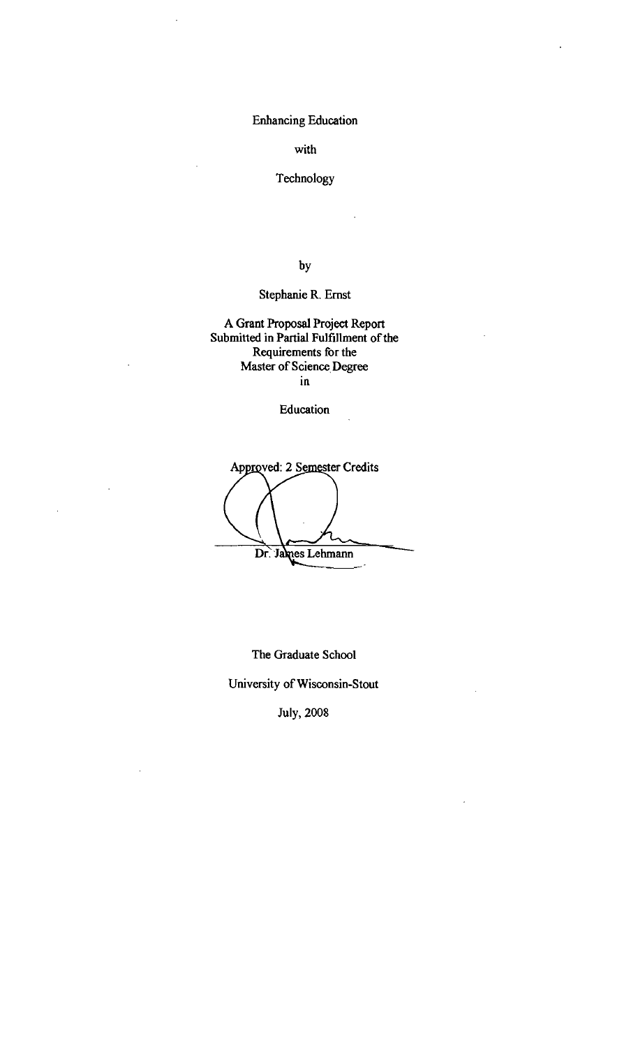# Enhancing Education

with

Technology

by

Stephanie R. Ernst

A Grant Proposal Project Report
Submitted in Partial Fulfillment of the
Requirements for the
Master of Science Degree
in

Education

Approved: 2 Semester Credits

Dr. James Lehmann

The Graduate School

University of Wisconsin-Stout

July, 2008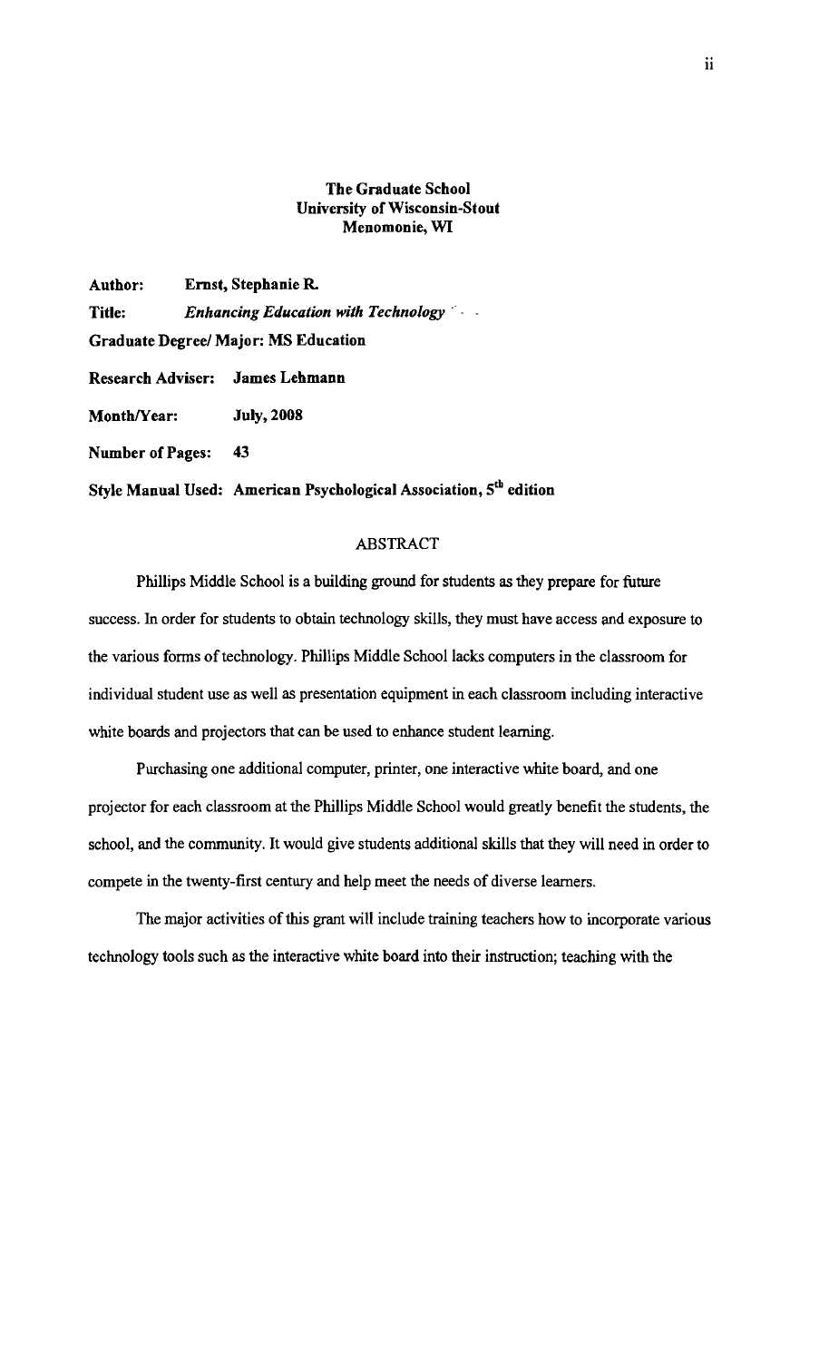**The Graduate School**
**University of Wisconsin-Stout**
**Menomonie, WI**

**Author:** **Ernst, Stephanie R.**

**Title:** ***Enhancing Education with Technology***

**Graduate Degree/ Major: MS Education**

**Research Adviser:** **James Lehmann**

**Month/Year:** **July, 2008**

**Number of Pages:** **43**

**Style Manual Used: American Psychological Association, 5th edition**

## ABSTRACT

Phillips Middle School is a building ground for students as they prepare for future success. In order for students to obtain technology skills, they must have access and exposure to the various forms of technology. Phillips Middle School lacks computers in the classroom for individual student use as well as presentation equipment in each classroom including interactive white boards and projectors that can be used to enhance student learning.

Purchasing one additional computer, printer, one interactive white board, and one projector for each classroom at the Phillips Middle School would greatly benefit the students, the school, and the community. It would give students additional skills that they will need in order to compete in the twenty-first century and help meet the needs of diverse learners.

The major activities of this grant will include training teachers how to incorporate various technology tools such as the interactive white board into their instruction; teaching with the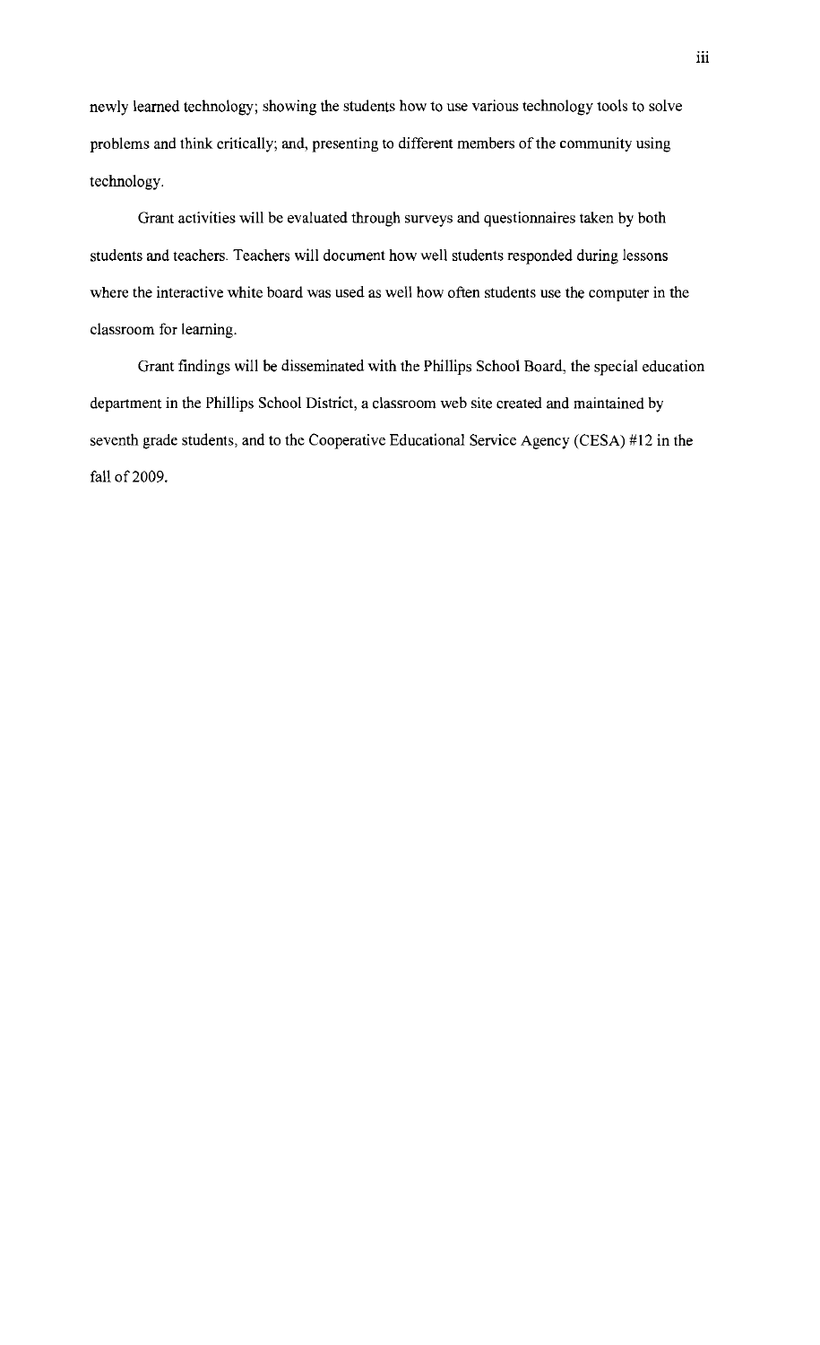newly learned technology; showing the students how to use various technology tools to solve problems and think critically; and, presenting to different members of the community using technology.

Grant activities will be evaluated through surveys and questionnaires taken by both students and teachers. Teachers will document how well students responded during lessons where the interactive white board was used as well how often students use the computer in the classroom for learning.

Grant findings will be disseminated with the Phillips School Board, the special education department in the Phillips School District, a classroom web site created and maintained by seventh grade students, and to the Cooperative Educational Service Agency (CESA) #12 in the fall of 2009.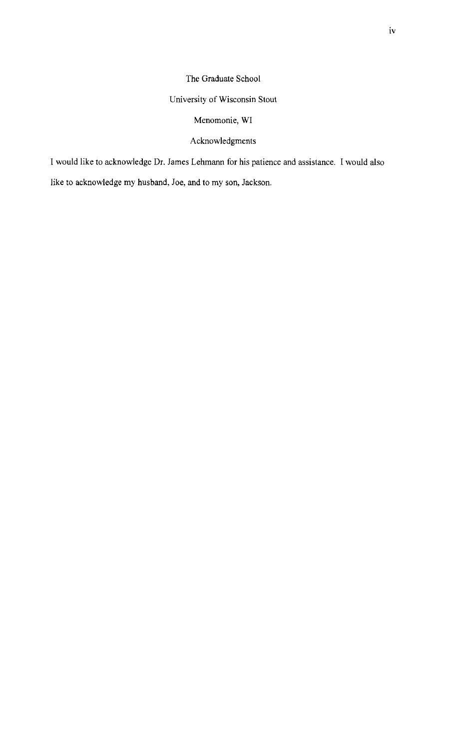The Graduate School

University of Wisconsin Stout

Menomonie, WI

## Acknowledgments

I would like to acknowledge Dr. James Lehmann for his patience and assistance. I would also like to acknowledge my husband, Joe, and to my son, Jackson.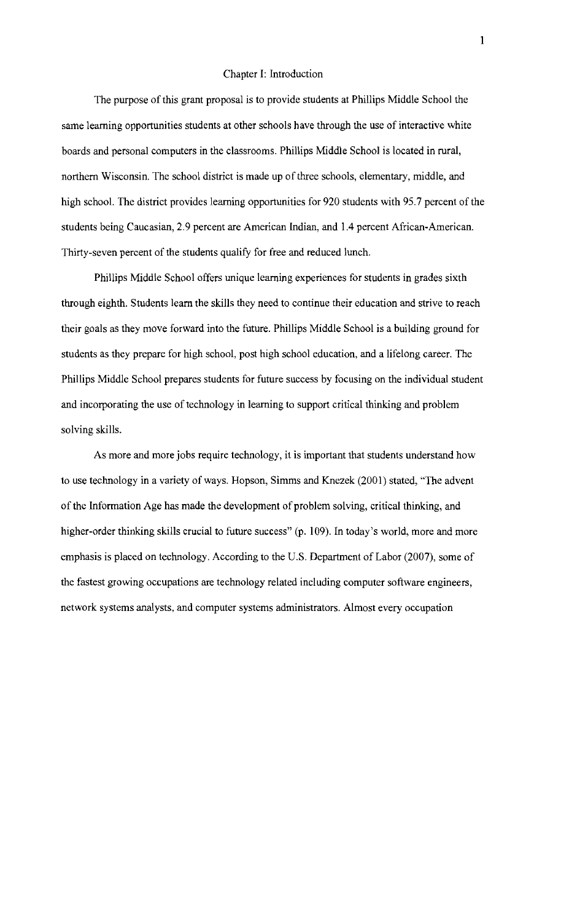# Chapter I: Introduction

The purpose of this grant proposal is to provide students at Phillips Middle School the same learning opportunities students at other schools have through the use of interactive white boards and personal computers in the classrooms. Phillips Middle School is located in rural, northern Wisconsin. The school district is made up of three schools, elementary, middle, and high school. The district provides learning opportunities for 920 students with 95.7 percent of the students being Caucasian, 2.9 percent are American Indian, and 1.4 percent African-American. Thirty-seven percent of the students qualify for free and reduced lunch.

Phillips Middle School offers unique learning experiences for students in grades sixth through eighth. Students learn the skills they need to continue their education and strive to reach their goals as they move forward into the future. Phillips Middle School is a building ground for students as they prepare for high school, post high school education, and a lifelong career. The Phillips Middle School prepares students for future success by focusing on the individual student and incorporating the use of technology in learning to support critical thinking and problem solving skills.

As more and more jobs require technology, it is important that students understand how to use technology in a variety of ways. Hopson, Simms and Knezek (2001) stated, "The advent of the Information Age has made the development of problem solving, critical thinking, and higher-order thinking skills crucial to future success" (p. 109). In today's world, more and more emphasis is placed on technology. According to the U.S. Department of Labor (2007), some of the fastest growing occupations are technology related including computer software engineers, network systems analysts, and computer systems administrators. Almost every occupation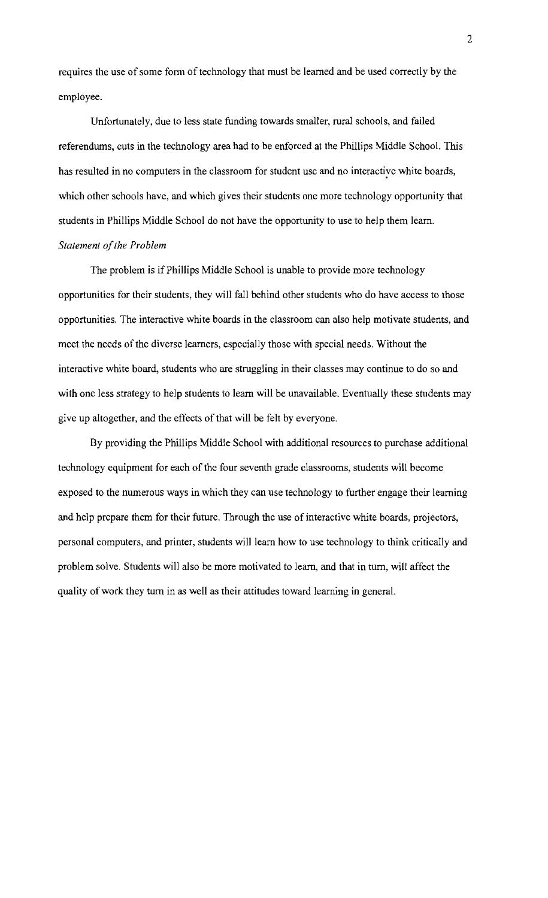requires the use of some form of technology that must be learned and be used correctly by the employee.

Unfortunately, due to less state funding towards smaller, rural schools, and failed referendums, cuts in the technology area had to be enforced at the Phillips Middle School. This has resulted in no computers in the classroom for student use and no interactive white boards, which other schools have, and which gives their students one more technology opportunity that students in Phillips Middle School do not have the opportunity to use to help them learn.

*Statement of the Problem*

The problem is if Phillips Middle School is unable to provide more technology opportunities for their students, they will fall behind other students who do have access to those opportunities. The interactive white boards in the classroom can also help motivate students, and meet the needs of the diverse learners, especially those with special needs. Without the interactive white board, students who are struggling in their classes may continue to do so and with one less strategy to help students to learn will be unavailable. Eventually these students may give up altogether, and the effects of that will be felt by everyone.

By providing the Phillips Middle School with additional resources to purchase additional technology equipment for each of the four seventh grade classrooms, students will become exposed to the numerous ways in which they can use technology to further engage their learning and help prepare them for their future. Through the use of interactive white boards, projectors, personal computers, and printer, students will learn how to use technology to think critically and problem solve. Students will also be more motivated to learn, and that in turn, will affect the quality of work they turn in as well as their attitudes toward learning in general.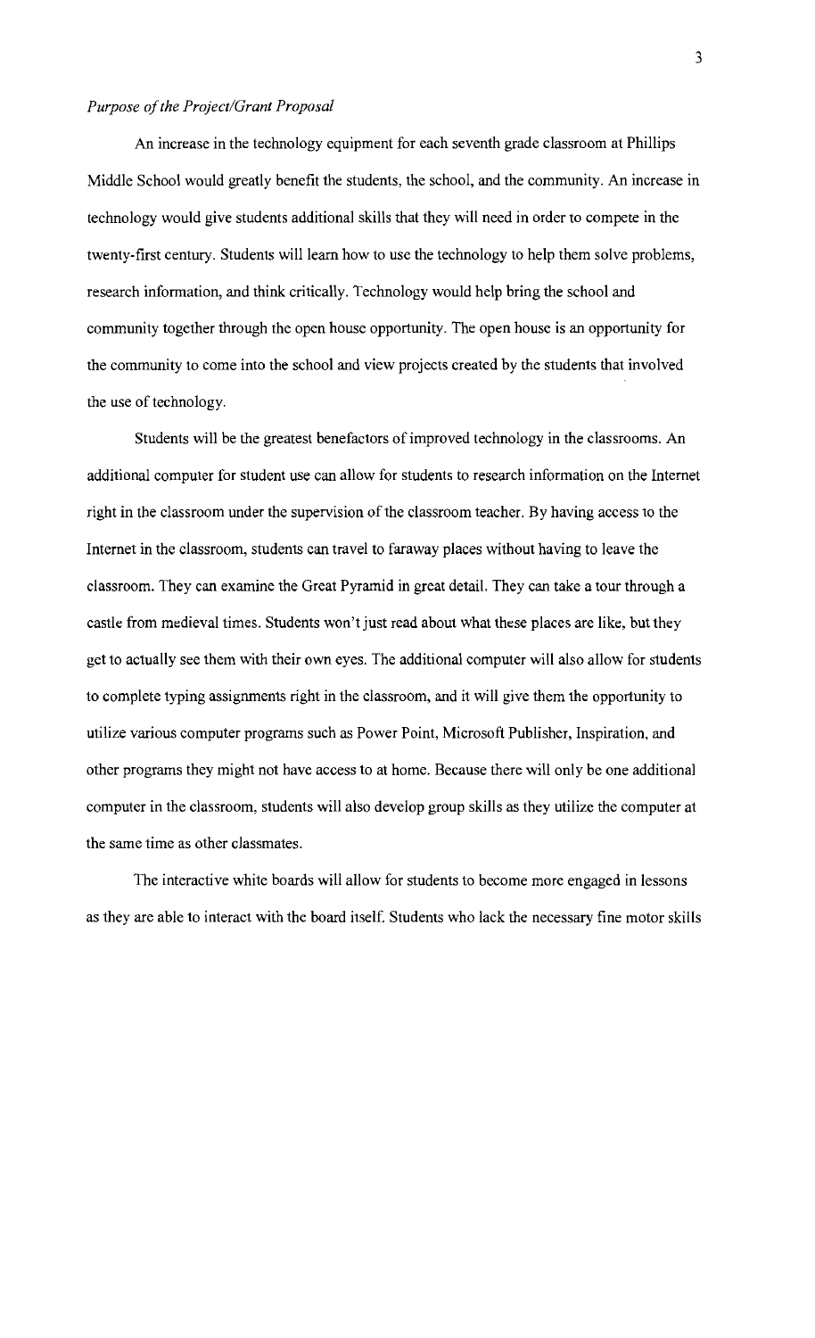*Purpose of the Project/Grant Proposal*

An increase in the technology equipment for each seventh grade classroom at Phillips Middle School would greatly benefit the students, the school, and the community. An increase in technology would give students additional skills that they will need in order to compete in the twenty-first century. Students will learn how to use the technology to help them solve problems, research information, and think critically. Technology would help bring the school and community together through the open house opportunity. The open house is an opportunity for the community to come into the school and view projects created by the students that involved the use of technology.

Students will be the greatest benefactors of improved technology in the classrooms. An additional computer for student use can allow for students to research information on the Internet right in the classroom under the supervision of the classroom teacher. By having access to the Internet in the classroom, students can travel to faraway places without having to leave the classroom. They can examine the Great Pyramid in great detail. They can take a tour through a castle from medieval times. Students won't just read about what these places are like, but they get to actually see them with their own eyes. The additional computer will also allow for students to complete typing assignments right in the classroom, and it will give them the opportunity to utilize various computer programs such as Power Point, Microsoft Publisher, Inspiration, and other programs they might not have access to at home. Because there will only be one additional computer in the classroom, students will also develop group skills as they utilize the computer at the same time as other classmates.

The interactive white boards will allow for students to become more engaged in lessons as they are able to interact with the board itself. Students who lack the necessary fine motor skills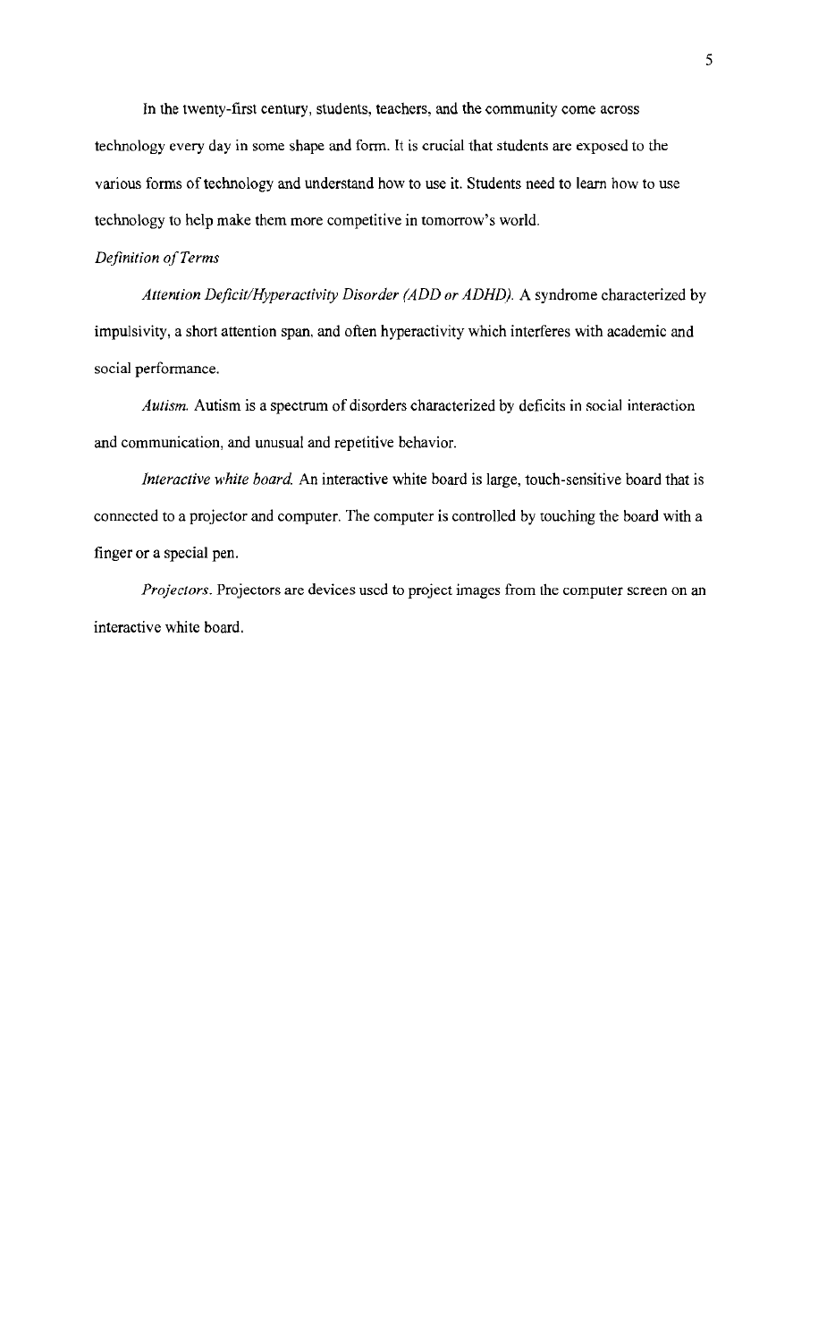In the twenty-first century, students, teachers, and the community come across technology every day in some shape and form. It is crucial that students are exposed to the various forms of technology and understand how to use it. Students need to learn how to use technology to help make them more competitive in tomorrow's world.

*Definition of Terms*

*Attention Deficit/Hyperactivity Disorder (ADD or ADHD).* A syndrome characterized by impulsivity, a short attention span, and often hyperactivity which interferes with academic and social performance.

*Autism.* Autism is a spectrum of disorders characterized by deficits in social interaction and communication, and unusual and repetitive behavior.

*Interactive white board.* An interactive white board is large, touch-sensitive board that is connected to a projector and computer. The computer is controlled by touching the board with a finger or a special pen.

*Projectors.* Projectors are devices used to project images from the computer screen on an interactive white board.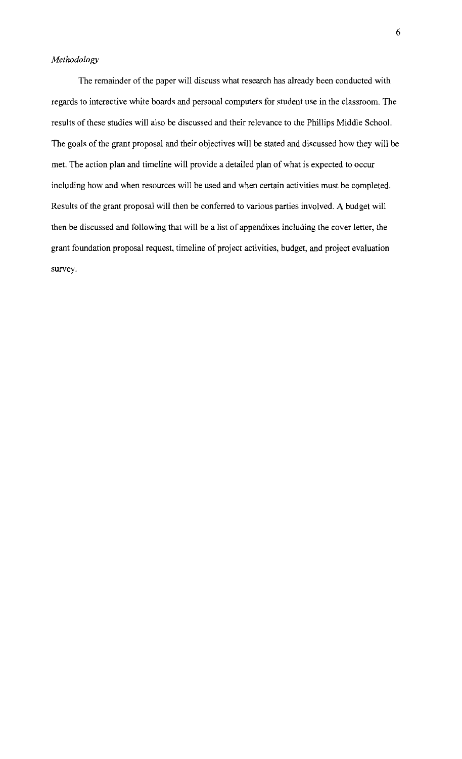*Methodology*

The remainder of the paper will discuss what research has already been conducted with regards to interactive white boards and personal computers for student use in the classroom. The results of these studies will also be discussed and their relevance to the Phillips Middle School. The goals of the grant proposal and their objectives will be stated and discussed how they will be met. The action plan and timeline will provide a detailed plan of what is expected to occur including how and when resources will be used and when certain activities must be completed. Results of the grant proposal will then be conferred to various parties involved. A budget will then be discussed and following that will be a list of appendixes including the cover letter, the grant foundation proposal request, timeline of project activities, budget, and project evaluation survey.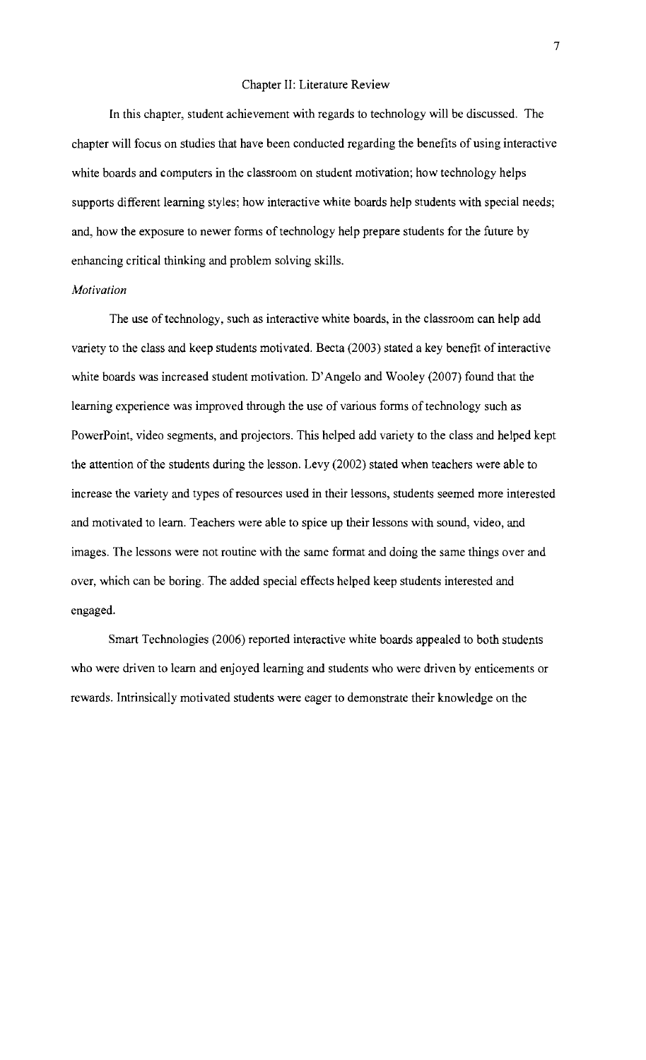## Chapter II: Literature Review

In this chapter, student achievement with regards to technology will be discussed. The chapter will focus on studies that have been conducted regarding the benefits of using interactive white boards and computers in the classroom on student motivation; how technology helps supports different learning styles; how interactive white boards help students with special needs; and, how the exposure to newer forms of technology help prepare students for the future by enhancing critical thinking and problem solving skills.

### *Motivation*

The use of technology, such as interactive white boards, in the classroom can help add variety to the class and keep students motivated. Becta (2003) stated a key benefit of interactive white boards was increased student motivation. D'Angelo and Wooley (2007) found that the learning experience was improved through the use of various forms of technology such as PowerPoint, video segments, and projectors. This helped add variety to the class and helped kept the attention of the students during the lesson. Levy (2002) stated when teachers were able to increase the variety and types of resources used in their lessons, students seemed more interested and motivated to learn. Teachers were able to spice up their lessons with sound, video, and images. The lessons were not routine with the same format and doing the same things over and over, which can be boring. The added special effects helped keep students interested and engaged.

Smart Technologies (2006) reported interactive white boards appealed to both students who were driven to learn and enjoyed learning and students who were driven by enticements or rewards. Intrinsically motivated students were eager to demonstrate their knowledge on the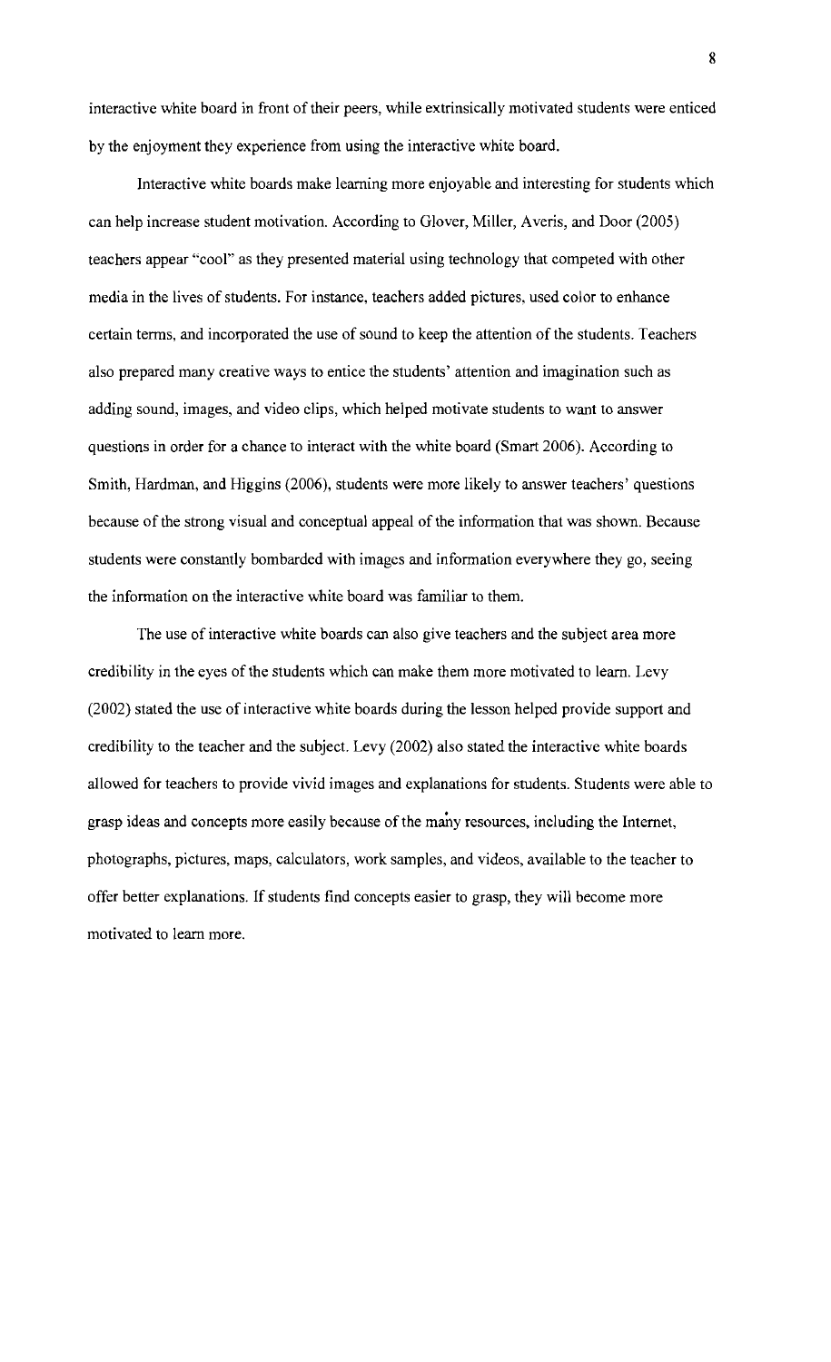interactive white board in front of their peers, while extrinsically motivated students were enticed by the enjoyment they experience from using the interactive white board.

Interactive white boards make learning more enjoyable and interesting for students which can help increase student motivation. According to Glover, Miller, Averis, and Door (2005) teachers appear "cool" as they presented material using technology that competed with other media in the lives of students. For instance, teachers added pictures, used color to enhance certain terms, and incorporated the use of sound to keep the attention of the students. Teachers also prepared many creative ways to entice the students' attention and imagination such as adding sound, images, and video clips, which helped motivate students to want to answer questions in order for a chance to interact with the white board (Smart 2006). According to Smith, Hardman, and Higgins (2006), students were more likely to answer teachers' questions because of the strong visual and conceptual appeal of the information that was shown. Because students were constantly bombarded with images and information everywhere they go, seeing the information on the interactive white board was familiar to them.

The use of interactive white boards can also give teachers and the subject area more credibility in the eyes of the students which can make them more motivated to learn. Levy (2002) stated the use of interactive white boards during the lesson helped provide support and credibility to the teacher and the subject. Levy (2002) also stated the interactive white boards allowed for teachers to provide vivid images and explanations for students. Students were able to grasp ideas and concepts more easily because of the many resources, including the Internet, photographs, pictures, maps, calculators, work samples, and videos, available to the teacher to offer better explanations. If students find concepts easier to grasp, they will become more motivated to learn more.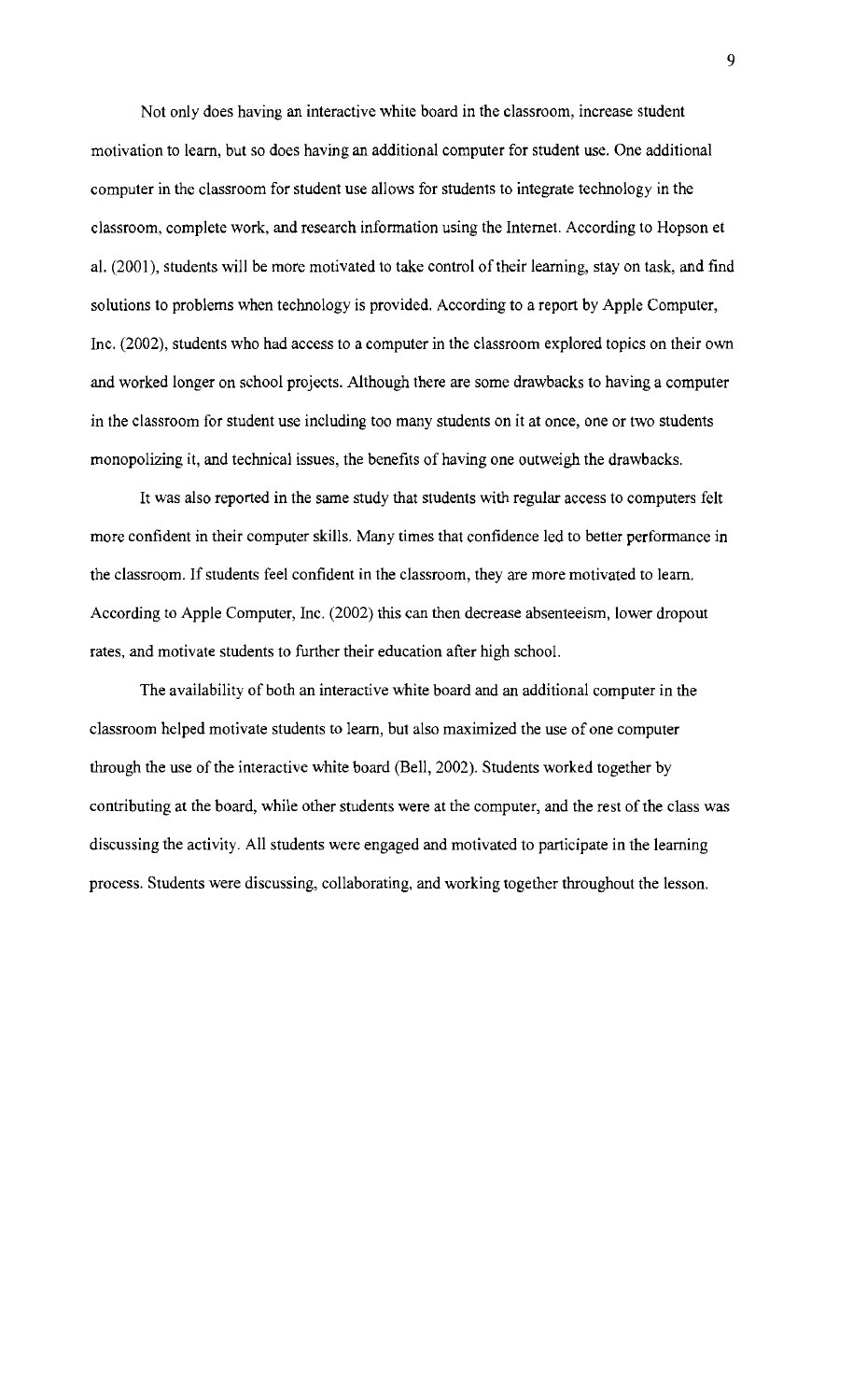Not only does having an interactive white board in the classroom, increase student motivation to learn, but so does having an additional computer for student use. One additional computer in the classroom for student use allows for students to integrate technology in the classroom, complete work, and research information using the Internet. According to Hopson et al. (2001), students will be more motivated to take control of their learning, stay on task, and find solutions to problems when technology is provided. According to a report by Apple Computer, Inc. (2002), students who had access to a computer in the classroom explored topics on their own and worked longer on school projects. Although there are some drawbacks to having a computer in the classroom for student use including too many students on it at once, one or two students monopolizing it, and technical issues, the benefits of having one outweigh the drawbacks.

It was also reported in the same study that students with regular access to computers felt more confident in their computer skills. Many times that confidence led to better performance in the classroom. If students feel confident in the classroom, they are more motivated to learn. According to Apple Computer, Inc. (2002) this can then decrease absenteeism, lower dropout rates, and motivate students to further their education after high school.

The availability of both an interactive white board and an additional computer in the classroom helped motivate students to learn, but also maximized the use of one computer through the use of the interactive white board (Bell, 2002). Students worked together by contributing at the board, while other students were at the computer, and the rest of the class was discussing the activity. All students were engaged and motivated to participate in the learning process. Students were discussing, collaborating, and working together throughout the lesson.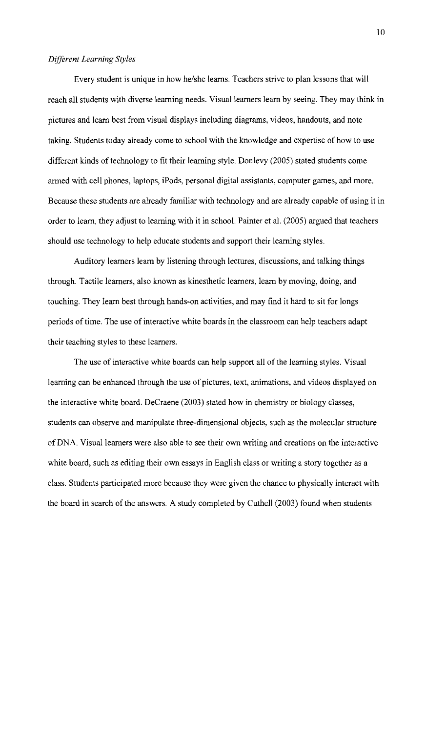*Different Learning Styles*

Every student is unique in how he/she learns. Teachers strive to plan lessons that will reach all students with diverse learning needs. Visual learners learn by seeing. They may think in pictures and learn best from visual displays including diagrams, videos, handouts, and note taking. Students today already come to school with the knowledge and expertise of how to use different kinds of technology to fit their learning style. Donlevy (2005) stated students come armed with cell phones, laptops, iPods, personal digital assistants, computer games, and more. Because these students are already familiar with technology and are already capable of using it in order to learn, they adjust to learning with it in school. Painter et al. (2005) argued that teachers should use technology to help educate students and support their learning styles.

Auditory learners learn by listening through lectures, discussions, and talking things through. Tactile learners, also known as kinesthetic learners, learn by moving, doing, and touching. They learn best through hands-on activities, and may find it hard to sit for longs periods of time. The use of interactive white boards in the classroom can help teachers adapt their teaching styles to these learners.

The use of interactive white boards can help support all of the learning styles. Visual learning can be enhanced through the use of pictures, text, animations, and videos displayed on the interactive white board. DeCraene (2003) stated how in chemistry or biology classes, students can observe and manipulate three-dimensional objects, such as the molecular structure of DNA. Visual learners were also able to see their own writing and creations on the interactive white board, such as editing their own essays in English class or writing a story together as a class. Students participated more because they were given the chance to physically interact with the board in search of the answers. A study completed by Cuthell (2003) found when students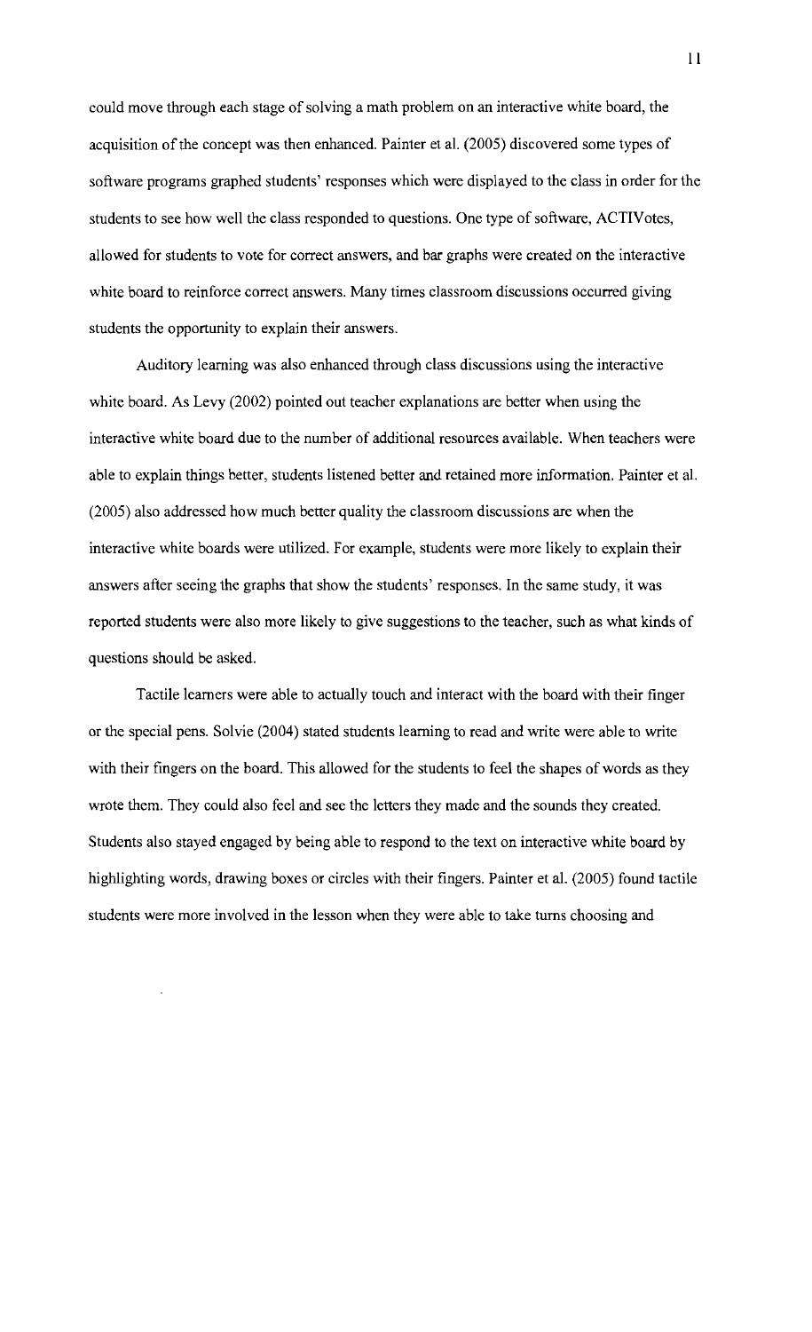could move through each stage of solving a math problem on an interactive white board, the acquisition of the concept was then enhanced. Painter et al. (2005) discovered some types of software programs graphed students' responses which were displayed to the class in order for the students to see how well the class responded to questions. One type of software, ACTIVotes, allowed for students to vote for correct answers, and bar graphs were created on the interactive white board to reinforce correct answers. Many times classroom discussions occurred giving students the opportunity to explain their answers.

Auditory learning was also enhanced through class discussions using the interactive white board. As Levy (2002) pointed out teacher explanations are better when using the interactive white board due to the number of additional resources available. When teachers were able to explain things better, students listened better and retained more information. Painter et al. (2005) also addressed how much better quality the classroom discussions are when the interactive white boards were utilized. For example, students were more likely to explain their answers after seeing the graphs that show the students' responses. In the same study, it was reported students were also more likely to give suggestions to the teacher, such as what kinds of questions should be asked.

Tactile learners were able to actually touch and interact with the board with their finger or the special pens. Solvie (2004) stated students learning to read and write were able to write with their fingers on the board. This allowed for the students to feel the shapes of words as they wrote them. They could also feel and see the letters they made and the sounds they created. Students also stayed engaged by being able to respond to the text on interactive white board by highlighting words, drawing boxes or circles with their fingers. Painter et al. (2005) found tactile students were more involved in the lesson when they were able to take turns choosing and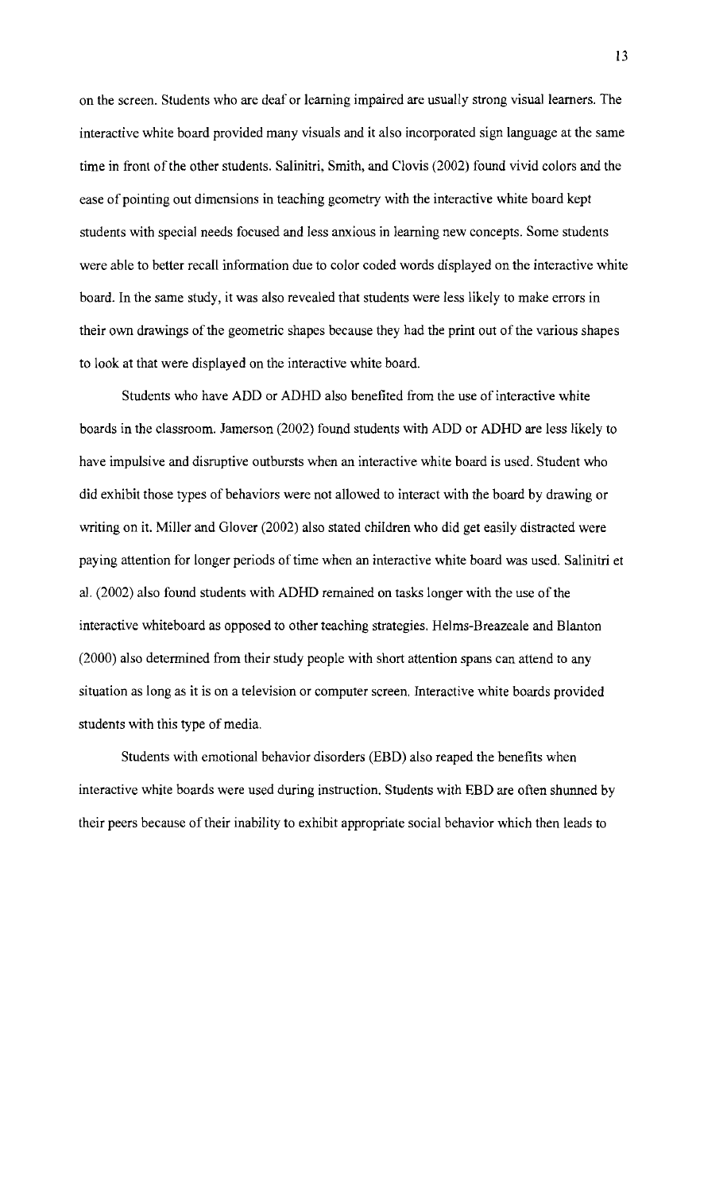on the screen. Students who are deaf or learning impaired are usually strong visual learners. The interactive white board provided many visuals and it also incorporated sign language at the same time in front of the other students. Salinitri, Smith, and Clovis (2002) found vivid colors and the ease of pointing out dimensions in teaching geometry with the interactive white board kept students with special needs focused and less anxious in learning new concepts. Some students were able to better recall information due to color coded words displayed on the interactive white board. In the same study, it was also revealed that students were less likely to make errors in their own drawings of the geometric shapes because they had the print out of the various shapes to look at that were displayed on the interactive white board.

Students who have ADD or ADHD also benefited from the use of interactive white boards in the classroom. Jamerson (2002) found students with ADD or ADHD are less likely to have impulsive and disruptive outbursts when an interactive white board is used. Student who did exhibit those types of behaviors were not allowed to interact with the board by drawing or writing on it. Miller and Glover (2002) also stated children who did get easily distracted were paying attention for longer periods of time when an interactive white board was used. Salinitri et al. (2002) also found students with ADHD remained on tasks longer with the use of the interactive whiteboard as opposed to other teaching strategies. Helms-Breazeale and Blanton (2000) also determined from their study people with short attention spans can attend to any situation as long as it is on a television or computer screen. Interactive white boards provided students with this type of media.

Students with emotional behavior disorders (EBD) also reaped the benefits when interactive white boards were used during instruction. Students with EBD are often shunned by their peers because of their inability to exhibit appropriate social behavior which then leads to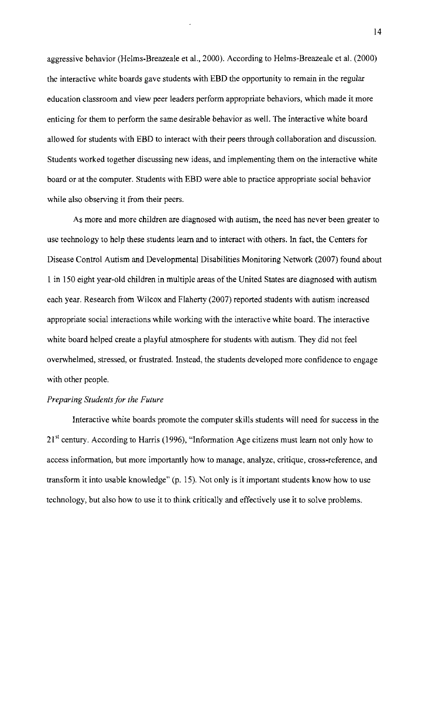aggressive behavior (Helms-Breazeale et al., 2000). According to Helms-Breazeale et al. (2000) the interactive white boards gave students with EBD the opportunity to remain in the regular education classroom and view peer leaders perform appropriate behaviors, which made it more enticing for them to perform the same desirable behavior as well. The interactive white board allowed for students with EBD to interact with their peers through collaboration and discussion. Students worked together discussing new ideas, and implementing them on the interactive white board or at the computer. Students with EBD were able to practice appropriate social behavior while also observing it from their peers.

As more and more children are diagnosed with autism, the need has never been greater to use technology to help these students learn and to interact with others. In fact, the Centers for Disease Control Autism and Developmental Disabilities Monitoring Network (2007) found about 1 in 150 eight year-old children in multiple areas of the United States are diagnosed with autism each year. Research from Wilcox and Flaherty (2007) reported students with autism increased appropriate social interactions while working with the interactive white board. The interactive white board helped create a playful atmosphere for students with autism. They did not feel overwhelmed, stressed, or frustrated. Instead, the students developed more confidence to engage with other people.

*Preparing Students for the Future*

Interactive white boards promote the computer skills students will need for success in the 21st century. According to Harris (1996), "Information Age citizens must learn not only how to access information, but more importantly how to manage, analyze, critique, cross-reference, and transform it into usable knowledge" (p. 15). Not only is it important students know how to use technology, but also how to use it to think critically and effectively use it to solve problems.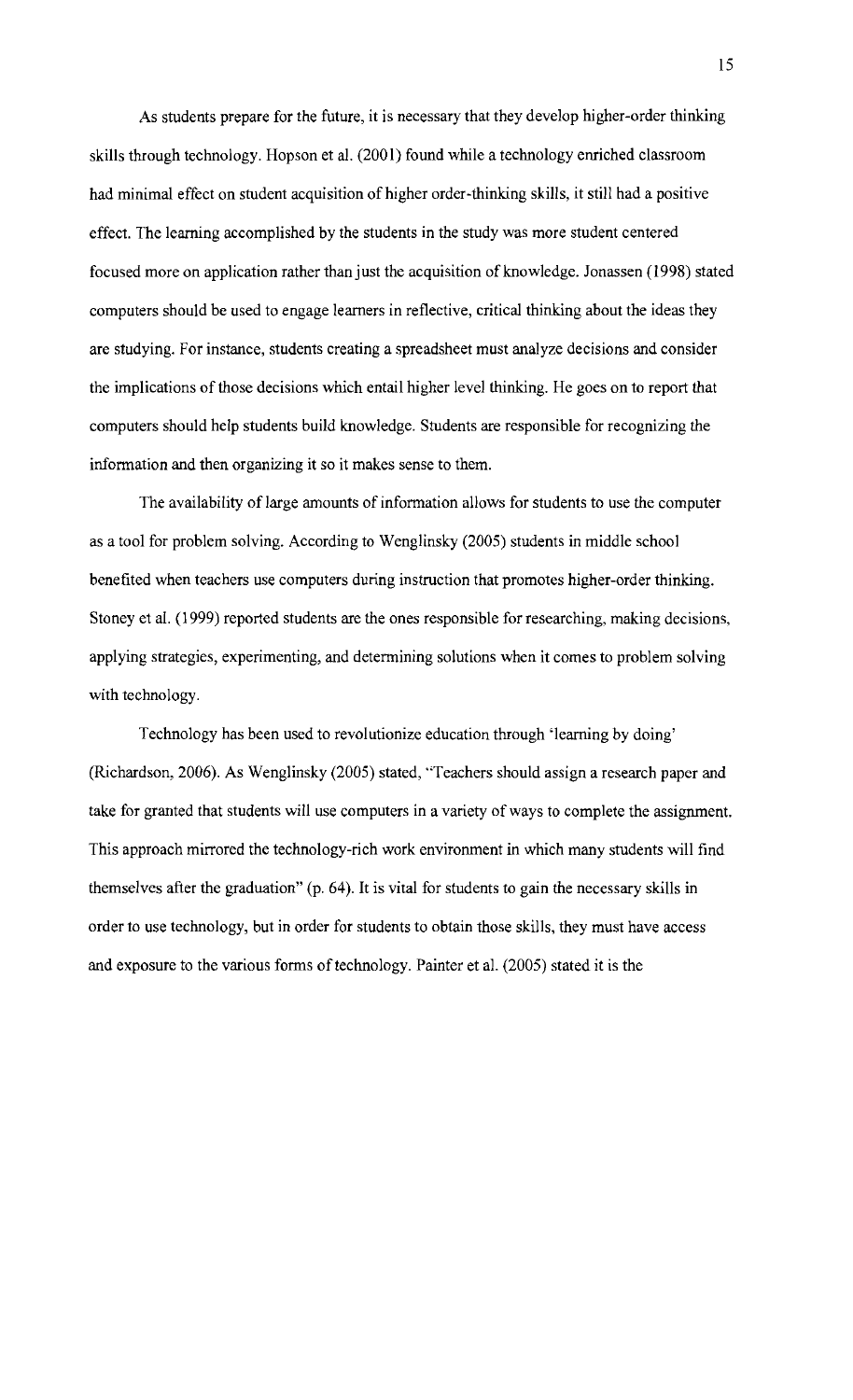As students prepare for the future, it is necessary that they develop higher-order thinking skills through technology. Hopson et al. (2001) found while a technology enriched classroom had minimal effect on student acquisition of higher order-thinking skills, it still had a positive effect. The learning accomplished by the students in the study was more student centered focused more on application rather than just the acquisition of knowledge. Jonassen (1998) stated computers should be used to engage learners in reflective, critical thinking about the ideas they are studying. For instance, students creating a spreadsheet must analyze decisions and consider the implications of those decisions which entail higher level thinking. He goes on to report that computers should help students build knowledge. Students are responsible for recognizing the information and then organizing it so it makes sense to them.

The availability of large amounts of information allows for students to use the computer as a tool for problem solving. According to Wenglinsky (2005) students in middle school benefited when teachers use computers during instruction that promotes higher-order thinking. Stoney et al. (1999) reported students are the ones responsible for researching, making decisions, applying strategies, experimenting, and determining solutions when it comes to problem solving with technology.

Technology has been used to revolutionize education through 'learning by doing' (Richardson, 2006). As Wenglinsky (2005) stated, "Teachers should assign a research paper and take for granted that students will use computers in a variety of ways to complete the assignment. This approach mirrored the technology-rich work environment in which many students will find themselves after the graduation" (p. 64). It is vital for students to gain the necessary skills in order to use technology, but in order for students to obtain those skills, they must have access and exposure to the various forms of technology. Painter et al. (2005) stated it is the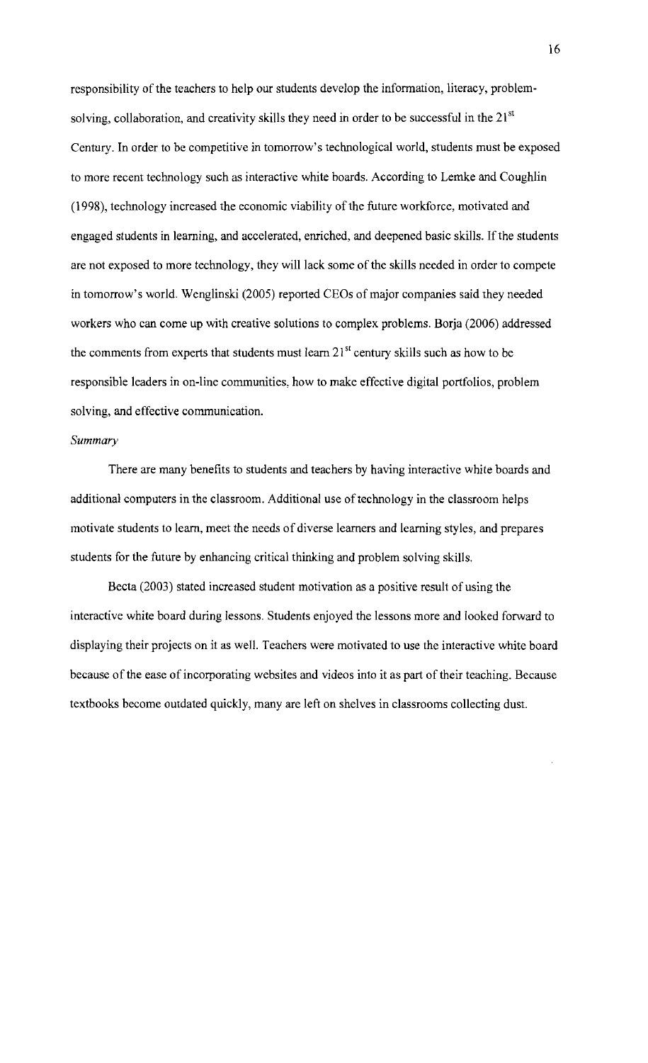responsibility of the teachers to help our students develop the information, literacy, problem-solving, collaboration, and creativity skills they need in order to be successful in the 21st Century. In order to be competitive in tomorrow's technological world, students must be exposed to more recent technology such as interactive white boards. According to Lemke and Coughlin (1998), technology increased the economic viability of the future workforce, motivated and engaged students in learning, and accelerated, enriched, and deepened basic skills. If the students are not exposed to more technology, they will lack some of the skills needed in order to compete in tomorrow's world. Wenglinski (2005) reported CEOs of major companies said they needed workers who can come up with creative solutions to complex problems. Borja (2006) addressed the comments from experts that students must learn 21st century skills such as how to be responsible leaders in on-line communities, how to make effective digital portfolios, problem solving, and effective communication.

*Summary*

There are many benefits to students and teachers by having interactive white boards and additional computers in the classroom. Additional use of technology in the classroom helps motivate students to learn, meet the needs of diverse learners and learning styles, and prepares students for the future by enhancing critical thinking and problem solving skills.

Becta (2003) stated increased student motivation as a positive result of using the interactive white board during lessons. Students enjoyed the lessons more and looked forward to displaying their projects on it as well. Teachers were motivated to use the interactive white board because of the ease of incorporating websites and videos into it as part of their teaching. Because textbooks become outdated quickly, many are left on shelves in classrooms collecting dust.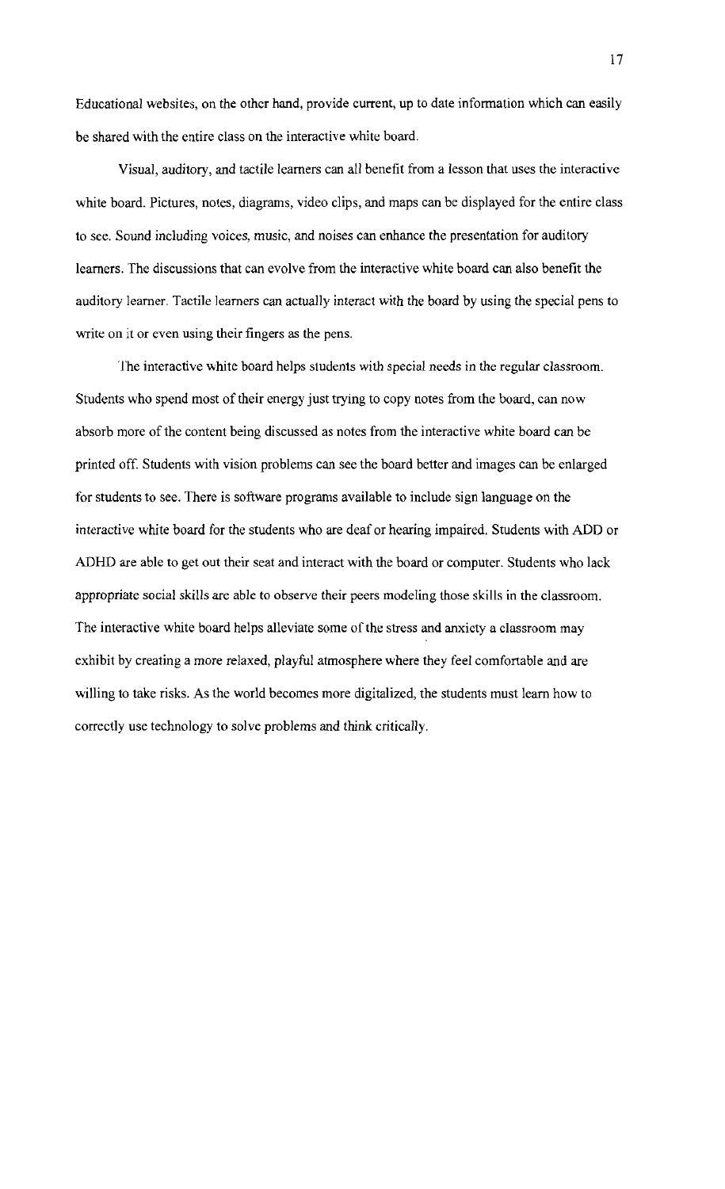Educational websites, on the other hand, provide current, up to date information which can easily be shared with the entire class on the interactive white board.

Visual, auditory, and tactile learners can all benefit from a lesson that uses the interactive white board. Pictures, notes, diagrams, video clips, and maps can be displayed for the entire class to see. Sound including voices, music, and noises can enhance the presentation for auditory learners. The discussions that can evolve from the interactive white board can also benefit the auditory learner. Tactile learners can actually interact with the board by using the special pens to write on it or even using their fingers as the pens.

The interactive white board helps students with special needs in the regular classroom. Students who spend most of their energy just trying to copy notes from the board, can now absorb more of the content being discussed as notes from the interactive white board can be printed off. Students with vision problems can see the board better and images can be enlarged for students to see. There is software programs available to include sign language on the interactive white board for the students who are deaf or hearing impaired. Students with ADD or ADHD are able to get out their seat and interact with the board or computer. Students who lack appropriate social skills are able to observe their peers modeling those skills in the classroom. The interactive white board helps alleviate some of the stress and anxiety a classroom may exhibit by creating a more relaxed, playful atmosphere where they feel comfortable and are willing to take risks. As the world becomes more digitalized, the students must learn how to correctly use technology to solve problems and think critically.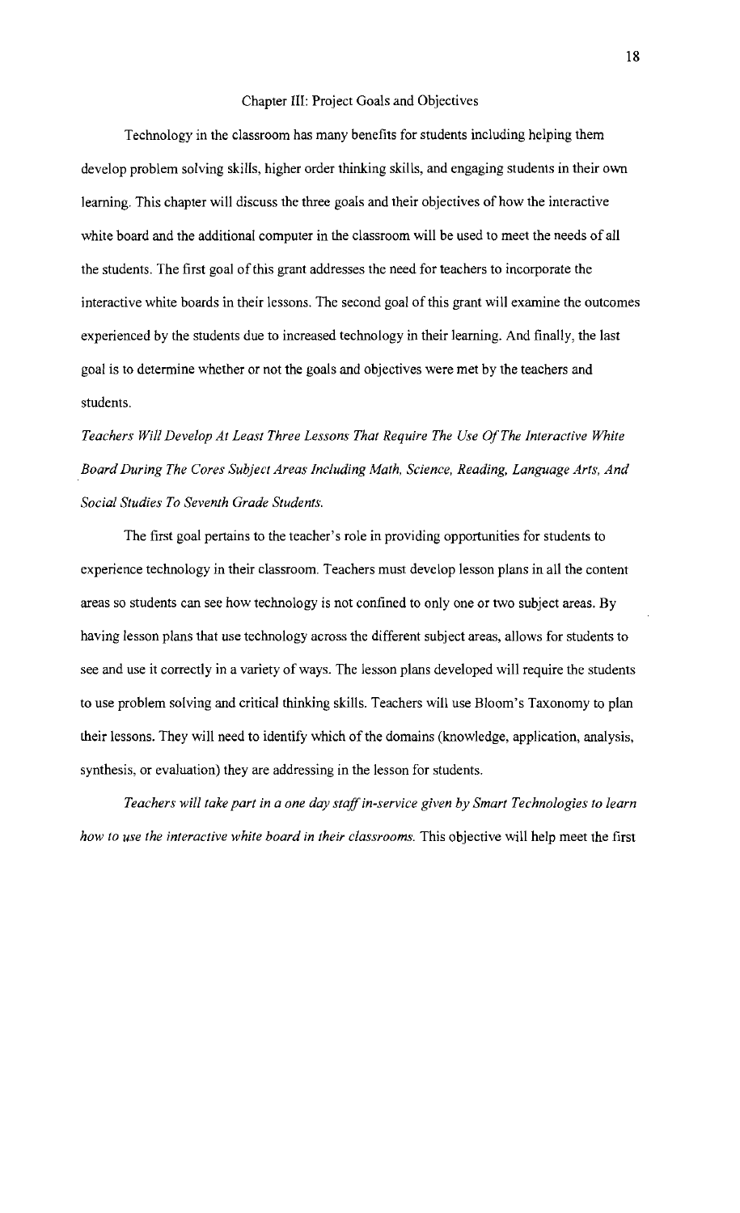# Chapter III: Project Goals and Objectives

Technology in the classroom has many benefits for students including helping them develop problem solving skills, higher order thinking skills, and engaging students in their own learning. This chapter will discuss the three goals and their objectives of how the interactive white board and the additional computer in the classroom will be used to meet the needs of all the students. The first goal of this grant addresses the need for teachers to incorporate the interactive white boards in their lessons. The second goal of this grant will examine the outcomes experienced by the students due to increased technology in their learning. And finally, the last goal is to determine whether or not the goals and objectives were met by the teachers and students.

*Teachers Will Develop At Least Three Lessons That Require The Use Of The Interactive White Board During The Cores Subject Areas Including Math, Science, Reading, Language Arts, And Social Studies To Seventh Grade Students.*

The first goal pertains to the teacher's role in providing opportunities for students to experience technology in their classroom. Teachers must develop lesson plans in all the content areas so students can see how technology is not confined to only one or two subject areas. By having lesson plans that use technology across the different subject areas, allows for students to see and use it correctly in a variety of ways. The lesson plans developed will require the students to use problem solving and critical thinking skills. Teachers will use Bloom's Taxonomy to plan their lessons. They will need to identify which of the domains (knowledge, application, analysis, synthesis, or evaluation) they are addressing in the lesson for students.

*Teachers will take part in a one day staff in-service given by Smart Technologies to learn how to use the interactive white board in their classrooms.* This objective will help meet the first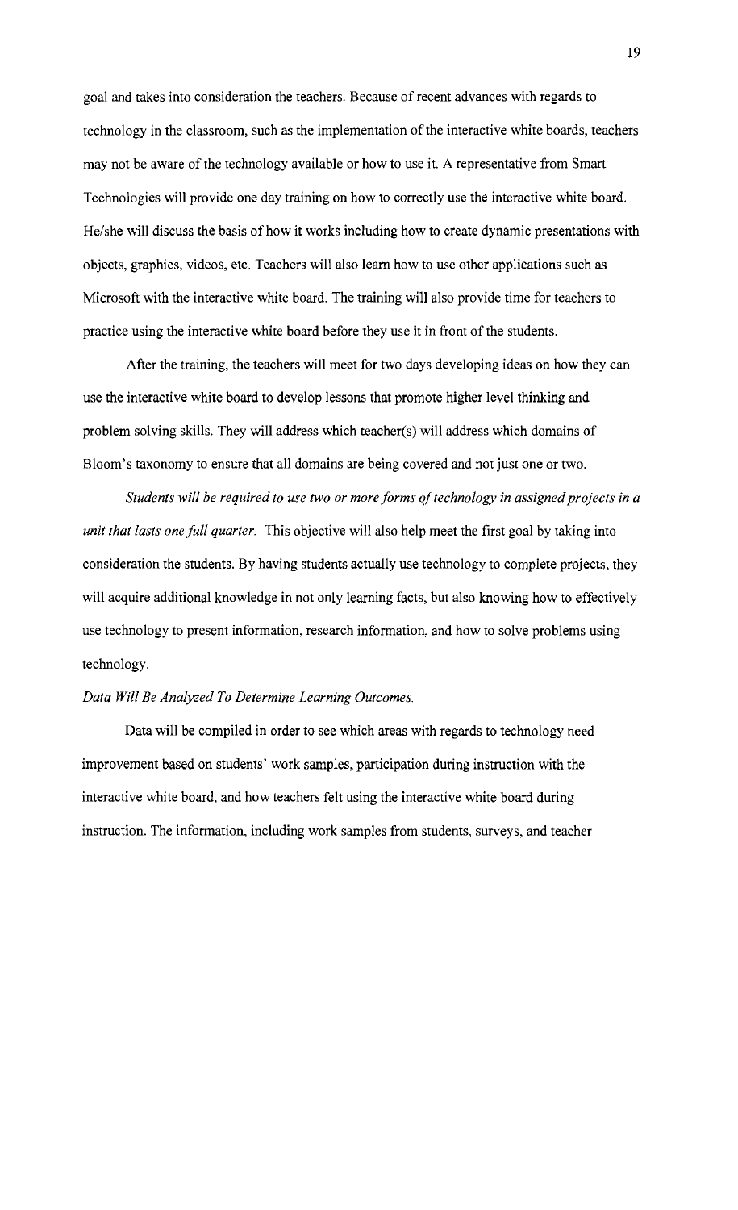goal and takes into consideration the teachers. Because of recent advances with regards to technology in the classroom, such as the implementation of the interactive white boards, teachers may not be aware of the technology available or how to use it. A representative from Smart Technologies will provide one day training on how to correctly use the interactive white board. He/she will discuss the basis of how it works including how to create dynamic presentations with objects, graphics, videos, etc. Teachers will also learn how to use other applications such as Microsoft with the interactive white board. The training will also provide time for teachers to practice using the interactive white board before they use it in front of the students.

After the training, the teachers will meet for two days developing ideas on how they can use the interactive white board to develop lessons that promote higher level thinking and problem solving skills. They will address which teacher(s) will address which domains of Bloom's taxonomy to ensure that all domains are being covered and not just one or two.

*Students will be required to use two or more forms of technology in assigned projects in a unit that lasts one full quarter.* This objective will also help meet the first goal by taking into consideration the students. By having students actually use technology to complete projects, they will acquire additional knowledge in not only learning facts, but also knowing how to effectively use technology to present information, research information, and how to solve problems using technology.

*Data Will Be Analyzed To Determine Learning Outcomes.*

Data will be compiled in order to see which areas with regards to technology need improvement based on students' work samples, participation during instruction with the interactive white board, and how teachers felt using the interactive white board during instruction. The information, including work samples from students, surveys, and teacher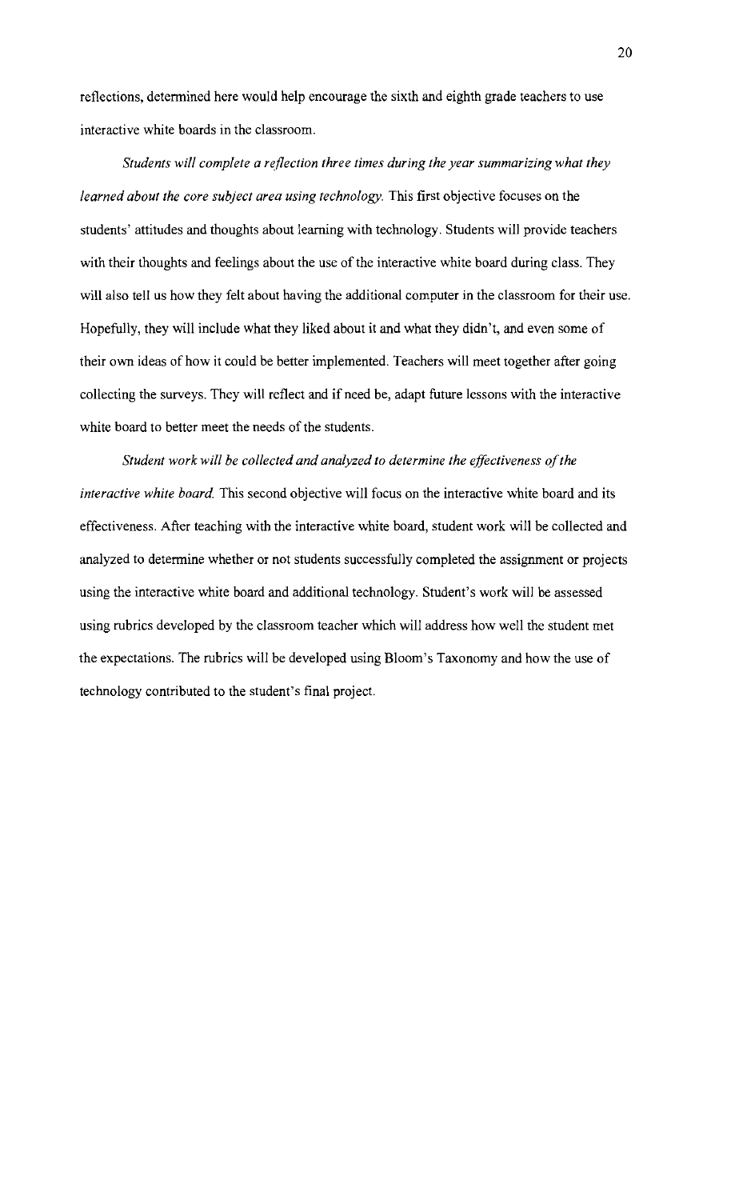reflections, determined here would help encourage the sixth and eighth grade teachers to use interactive white boards in the classroom.

*Students will complete a reflection three times during the year summarizing what they learned about the core subject area using technology.* This first objective focuses on the students' attitudes and thoughts about learning with technology. Students will provide teachers with their thoughts and feelings about the use of the interactive white board during class. They will also tell us how they felt about having the additional computer in the classroom for their use. Hopefully, they will include what they liked about it and what they didn't, and even some of their own ideas of how it could be better implemented. Teachers will meet together after going collecting the surveys. They will reflect and if need be, adapt future lessons with the interactive white board to better meet the needs of the students.

*Student work will be collected and analyzed to determine the effectiveness of the interactive white board.* This second objective will focus on the interactive white board and its effectiveness. After teaching with the interactive white board, student work will be collected and analyzed to determine whether or not students successfully completed the assignment or projects using the interactive white board and additional technology. Student's work will be assessed using rubrics developed by the classroom teacher which will address how well the student met the expectations. The rubrics will be developed using Bloom's Taxonomy and how the use of technology contributed to the student's final project.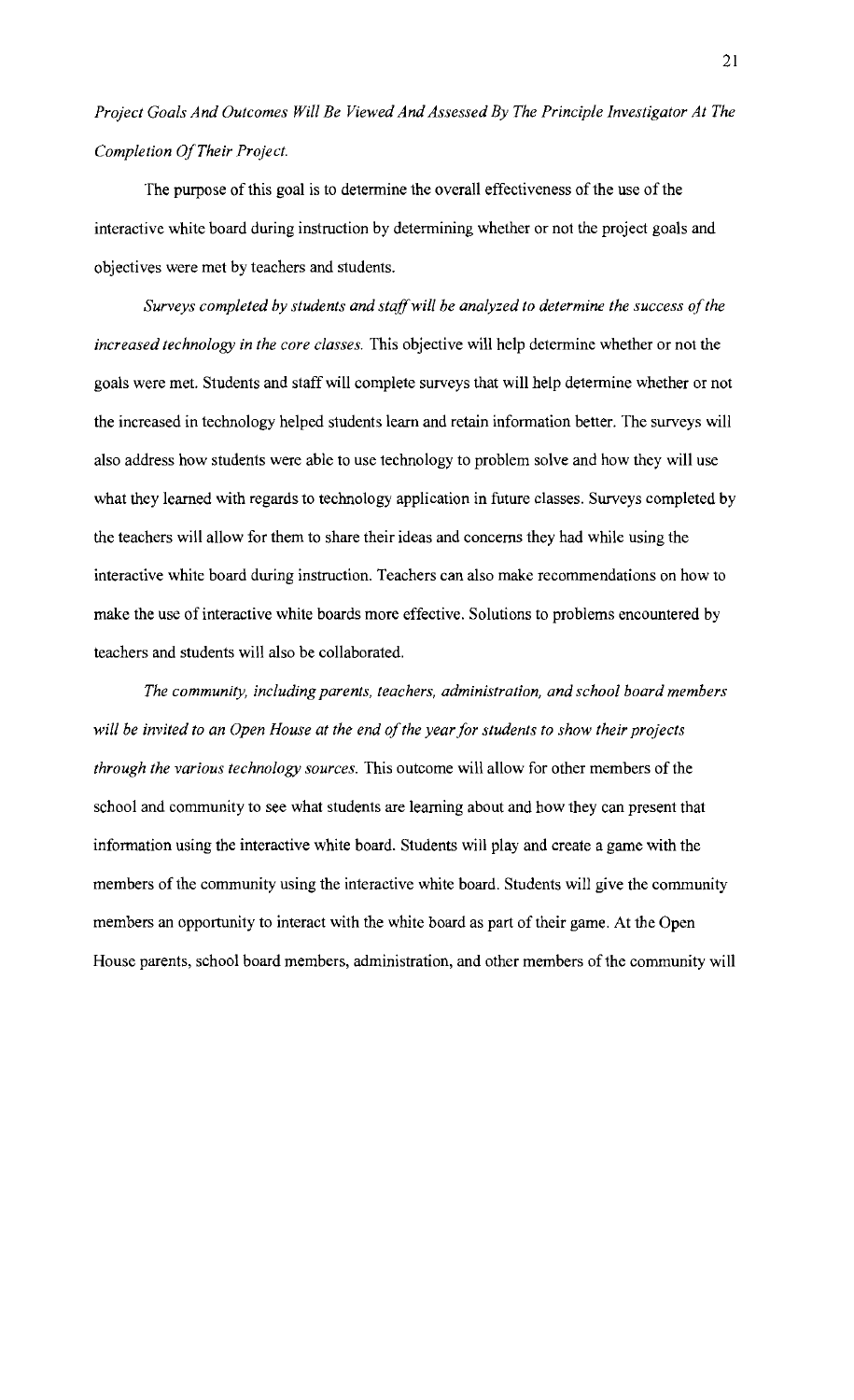*Project Goals And Outcomes Will Be Viewed And Assessed By The Principle Investigator At The Completion Of Their Project.*

The purpose of this goal is to determine the overall effectiveness of the use of the interactive white board during instruction by determining whether or not the project goals and objectives were met by teachers and students.

*Surveys completed by students and staff will be analyzed to determine the success of the increased technology in the core classes.* This objective will help determine whether or not the goals were met. Students and staff will complete surveys that will help determine whether or not the increased in technology helped students learn and retain information better. The surveys will also address how students were able to use technology to problem solve and how they will use what they learned with regards to technology application in future classes. Surveys completed by the teachers will allow for them to share their ideas and concerns they had while using the interactive white board during instruction. Teachers can also make recommendations on how to make the use of interactive white boards more effective. Solutions to problems encountered by teachers and students will also be collaborated.

*The community, including parents, teachers, administration, and school board members will be invited to an Open House at the end of the year for students to show their projects through the various technology sources.* This outcome will allow for other members of the school and community to see what students are learning about and how they can present that information using the interactive white board. Students will play and create a game with the members of the community using the interactive white board. Students will give the community members an opportunity to interact with the white board as part of their game. At the Open House parents, school board members, administration, and other members of the community will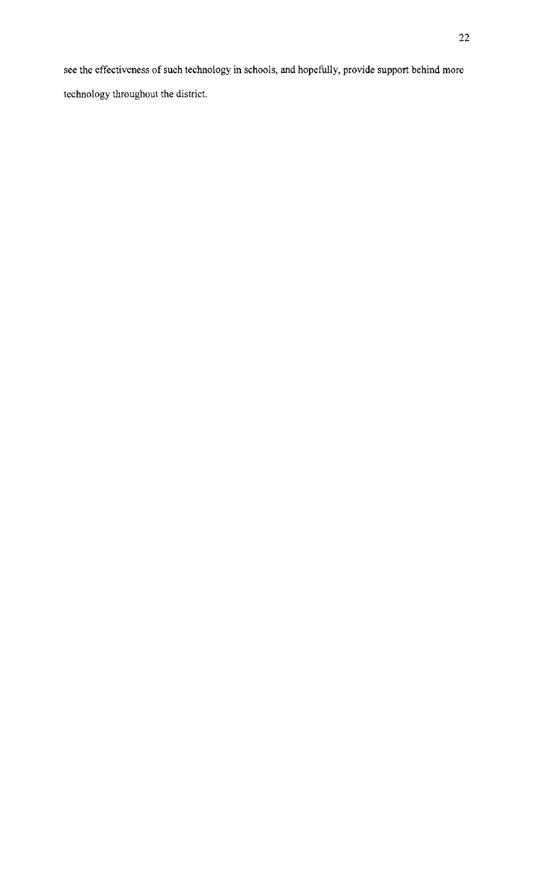see the effectiveness of such technology in schools, and hopefully, provide support behind more technology throughout the district.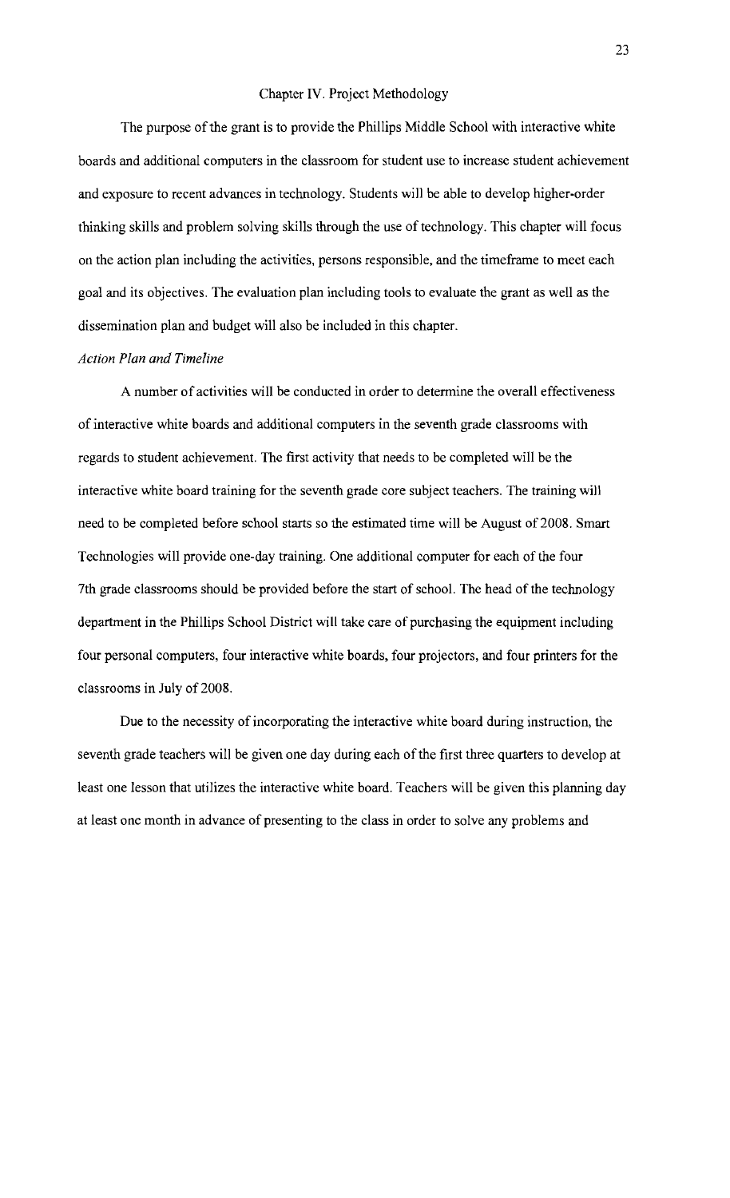## Chapter IV. Project Methodology

The purpose of the grant is to provide the Phillips Middle School with interactive white boards and additional computers in the classroom for student use to increase student achievement and exposure to recent advances in technology. Students will be able to develop higher-order thinking skills and problem solving skills through the use of technology. This chapter will focus on the action plan including the activities, persons responsible, and the timeframe to meet each goal and its objectives. The evaluation plan including tools to evaluate the grant as well as the dissemination plan and budget will also be included in this chapter.

### *Action Plan and Timeline*

A number of activities will be conducted in order to determine the overall effectiveness of interactive white boards and additional computers in the seventh grade classrooms with regards to student achievement. The first activity that needs to be completed will be the interactive white board training for the seventh grade core subject teachers. The training will need to be completed before school starts so the estimated time will be August of 2008. Smart Technologies will provide one-day training. One additional computer for each of the four 7th grade classrooms should be provided before the start of school. The head of the technology department in the Phillips School District will take care of purchasing the equipment including four personal computers, four interactive white boards, four projectors, and four printers for the classrooms in July of 2008.

Due to the necessity of incorporating the interactive white board during instruction, the seventh grade teachers will be given one day during each of the first three quarters to develop at least one lesson that utilizes the interactive white board. Teachers will be given this planning day at least one month in advance of presenting to the class in order to solve any problems and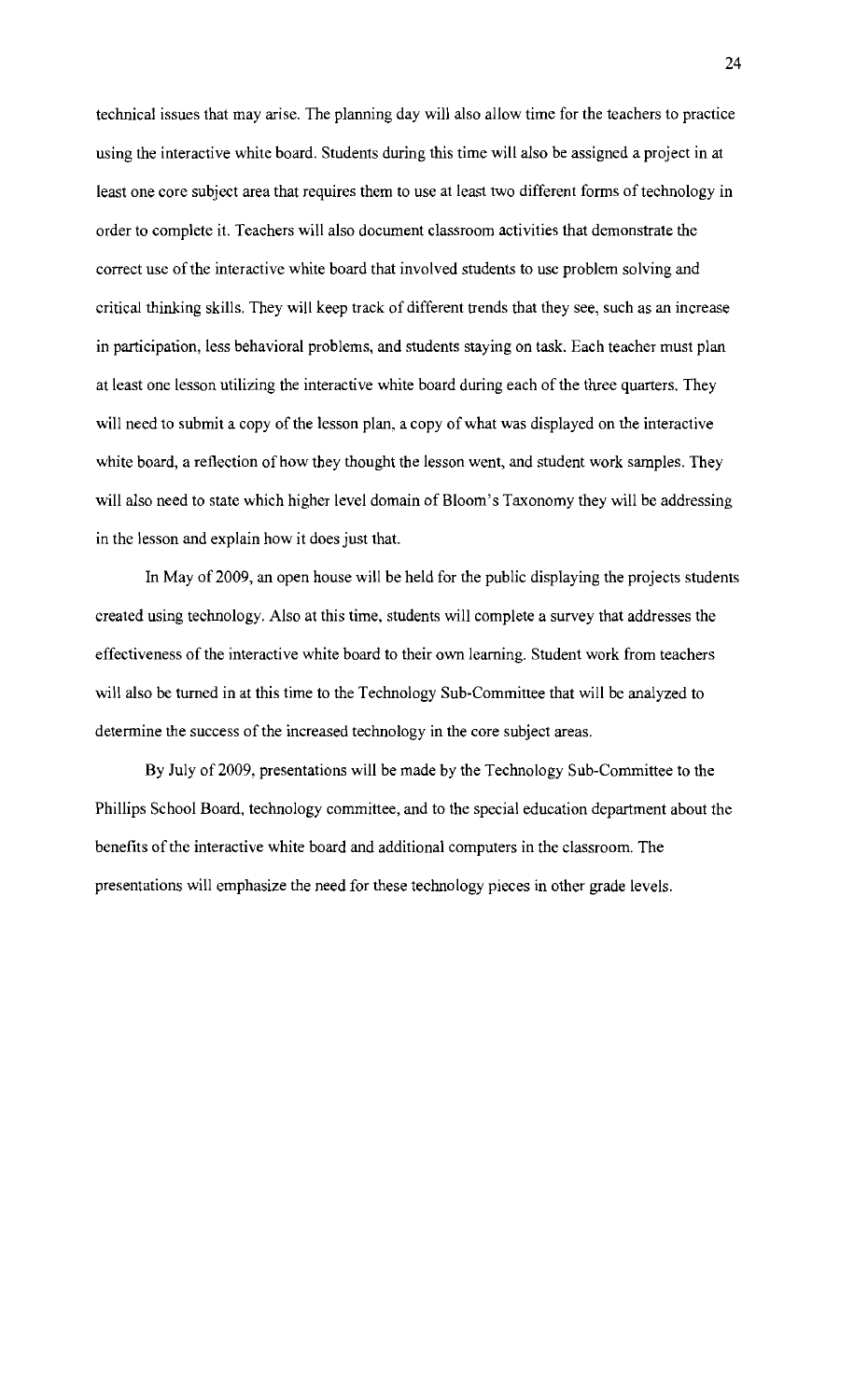technical issues that may arise. The planning day will also allow time for the teachers to practice using the interactive white board. Students during this time will also be assigned a project in at least one core subject area that requires them to use at least two different forms of technology in order to complete it. Teachers will also document classroom activities that demonstrate the correct use of the interactive white board that involved students to use problem solving and critical thinking skills. They will keep track of different trends that they see, such as an increase in participation, less behavioral problems, and students staying on task. Each teacher must plan at least one lesson utilizing the interactive white board during each of the three quarters. They will need to submit a copy of the lesson plan, a copy of what was displayed on the interactive white board, a reflection of how they thought the lesson went, and student work samples. They will also need to state which higher level domain of Bloom's Taxonomy they will be addressing in the lesson and explain how it does just that.

In May of 2009, an open house will be held for the public displaying the projects students created using technology. Also at this time, students will complete a survey that addresses the effectiveness of the interactive white board to their own learning. Student work from teachers will also be turned in at this time to the Technology Sub-Committee that will be analyzed to determine the success of the increased technology in the core subject areas.

By July of 2009, presentations will be made by the Technology Sub-Committee to the Phillips School Board, technology committee, and to the special education department about the benefits of the interactive white board and additional computers in the classroom. The presentations will emphasize the need for these technology pieces in other grade levels.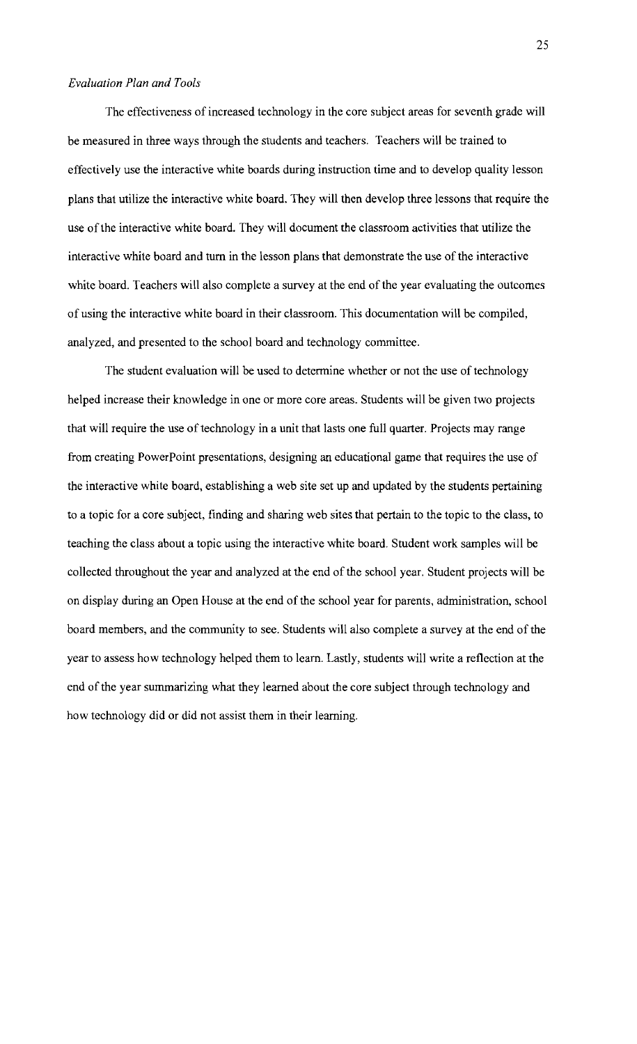*Evaluation Plan and Tools*

The effectiveness of increased technology in the core subject areas for seventh grade will be measured in three ways through the students and teachers. Teachers will be trained to effectively use the interactive white boards during instruction time and to develop quality lesson plans that utilize the interactive white board. They will then develop three lessons that require the use of the interactive white board. They will document the classroom activities that utilize the interactive white board and turn in the lesson plans that demonstrate the use of the interactive white board. Teachers will also complete a survey at the end of the year evaluating the outcomes of using the interactive white board in their classroom. This documentation will be compiled, analyzed, and presented to the school board and technology committee.

The student evaluation will be used to determine whether or not the use of technology helped increase their knowledge in one or more core areas. Students will be given two projects that will require the use of technology in a unit that lasts one full quarter. Projects may range from creating PowerPoint presentations, designing an educational game that requires the use of the interactive white board, establishing a web site set up and updated by the students pertaining to a topic for a core subject, finding and sharing web sites that pertain to the topic to the class, to teaching the class about a topic using the interactive white board. Student work samples will be collected throughout the year and analyzed at the end of the school year. Student projects will be on display during an Open House at the end of the school year for parents, administration, school board members, and the community to see. Students will also complete a survey at the end of the year to assess how technology helped them to learn. Lastly, students will write a reflection at the end of the year summarizing what they learned about the core subject through technology and how technology did or did not assist them in their learning.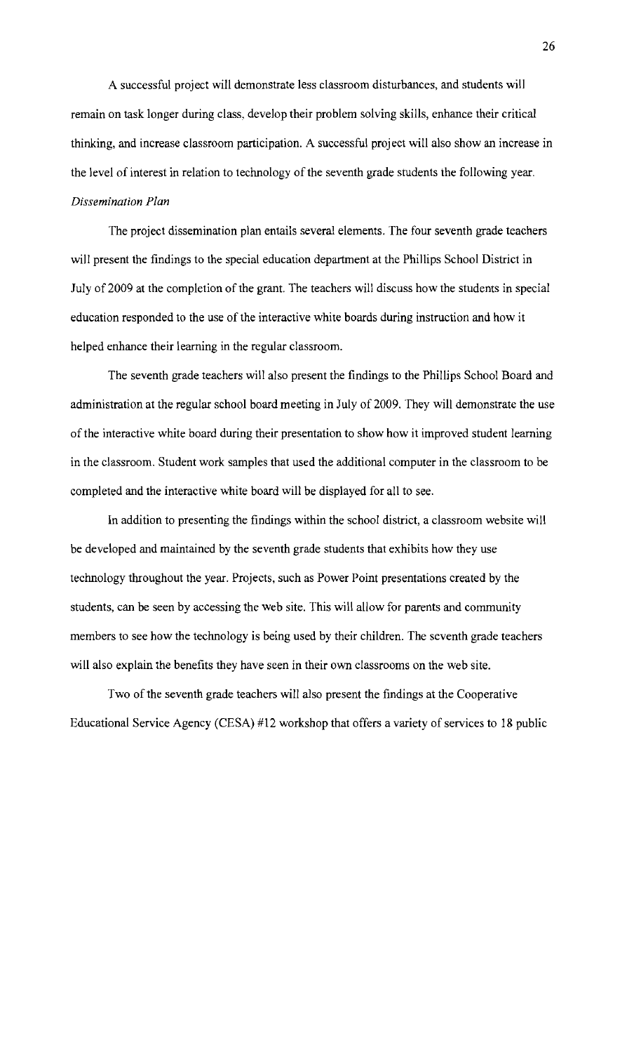A successful project will demonstrate less classroom disturbances, and students will remain on task longer during class, develop their problem solving skills, enhance their critical thinking, and increase classroom participation. A successful project will also show an increase in the level of interest in relation to technology of the seventh grade students the following year.

*Dissemination Plan*

The project dissemination plan entails several elements. The four seventh grade teachers will present the findings to the special education department at the Phillips School District in July of 2009 at the completion of the grant. The teachers will discuss how the students in special education responded to the use of the interactive white boards during instruction and how it helped enhance their learning in the regular classroom.

The seventh grade teachers will also present the findings to the Phillips School Board and administration at the regular school board meeting in July of 2009. They will demonstrate the use of the interactive white board during their presentation to show how it improved student learning in the classroom. Student work samples that used the additional computer in the classroom to be completed and the interactive white board will be displayed for all to see.

In addition to presenting the findings within the school district, a classroom website will be developed and maintained by the seventh grade students that exhibits how they use technology throughout the year. Projects, such as Power Point presentations created by the students, can be seen by accessing the web site. This will allow for parents and community members to see how the technology is being used by their children. The seventh grade teachers will also explain the benefits they have seen in their own classrooms on the web site.

Two of the seventh grade teachers will also present the findings at the Cooperative Educational Service Agency (CESA) #12 workshop that offers a variety of services to 18 public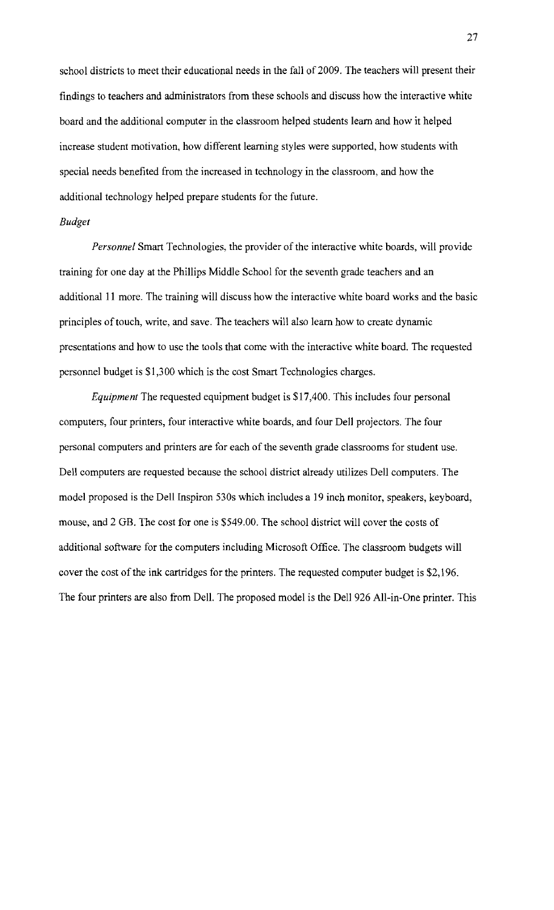school districts to meet their educational needs in the fall of 2009. The teachers will present their findings to teachers and administrators from these schools and discuss how the interactive white board and the additional computer in the classroom helped students learn and how it helped increase student motivation, how different learning styles were supported, how students with special needs benefited from the increased in technology in the classroom, and how the additional technology helped prepare students for the future.

*Budget*

*Personnel* Smart Technologies, the provider of the interactive white boards, will provide training for one day at the Phillips Middle School for the seventh grade teachers and an additional 11 more. The training will discuss how the interactive white board works and the basic principles of touch, write, and save. The teachers will also learn how to create dynamic presentations and how to use the tools that come with the interactive white board. The requested personnel budget is $1,300 which is the cost Smart Technologies charges.

*Equipment* The requested equipment budget is $17,400. This includes four personal computers, four printers, four interactive white boards, and four Dell projectors. The four personal computers and printers are for each of the seventh grade classrooms for student use. Dell computers are requested because the school district already utilizes Dell computers. The model proposed is the Dell Inspiron 530s which includes a 19 inch monitor, speakers, keyboard, mouse, and 2 GB. The cost for one is $549.00. The school district will cover the costs of additional software for the computers including Microsoft Office. The classroom budgets will cover the cost of the ink cartridges for the printers. The requested computer budget is $2,196. The four printers are also from Dell. The proposed model is the Dell 926 All-in-One printer. This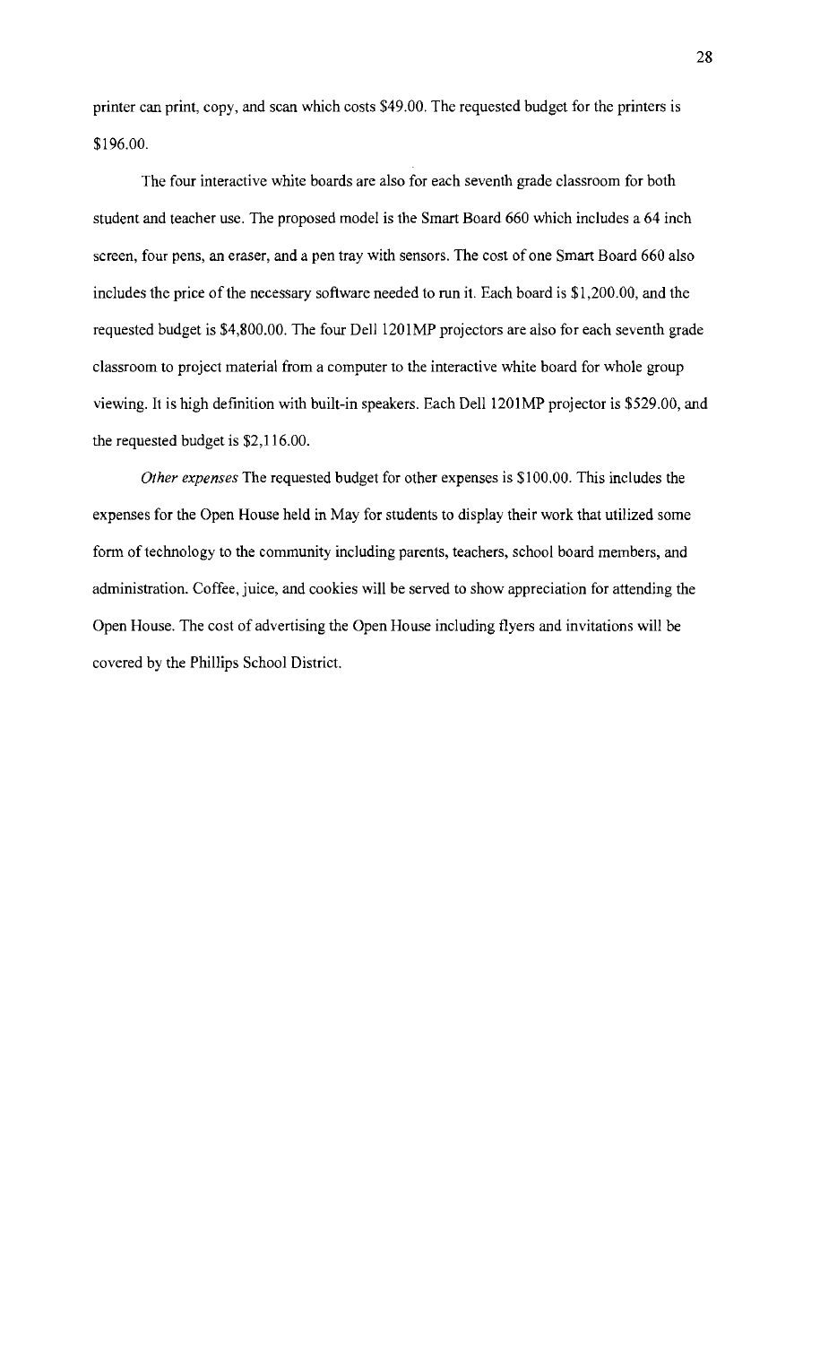printer can print, copy, and scan which costs $49.00. The requested budget for the printers is $196.00.

The four interactive white boards are also for each seventh grade classroom for both student and teacher use. The proposed model is the Smart Board 660 which includes a 64 inch screen, four pens, an eraser, and a pen tray with sensors. The cost of one Smart Board 660 also includes the price of the necessary software needed to run it. Each board is $1,200.00, and the requested budget is $4,800.00. The four Dell 1201MP projectors are also for each seventh grade classroom to project material from a computer to the interactive white board for whole group viewing. It is high definition with built-in speakers. Each Dell 1201MP projector is $529.00, and the requested budget is $2,116.00.

*Other expenses* The requested budget for other expenses is $100.00. This includes the expenses for the Open House held in May for students to display their work that utilized some form of technology to the community including parents, teachers, school board members, and administration. Coffee, juice, and cookies will be served to show appreciation for attending the Open House. The cost of advertising the Open House including flyers and invitations will be covered by the Phillips School District.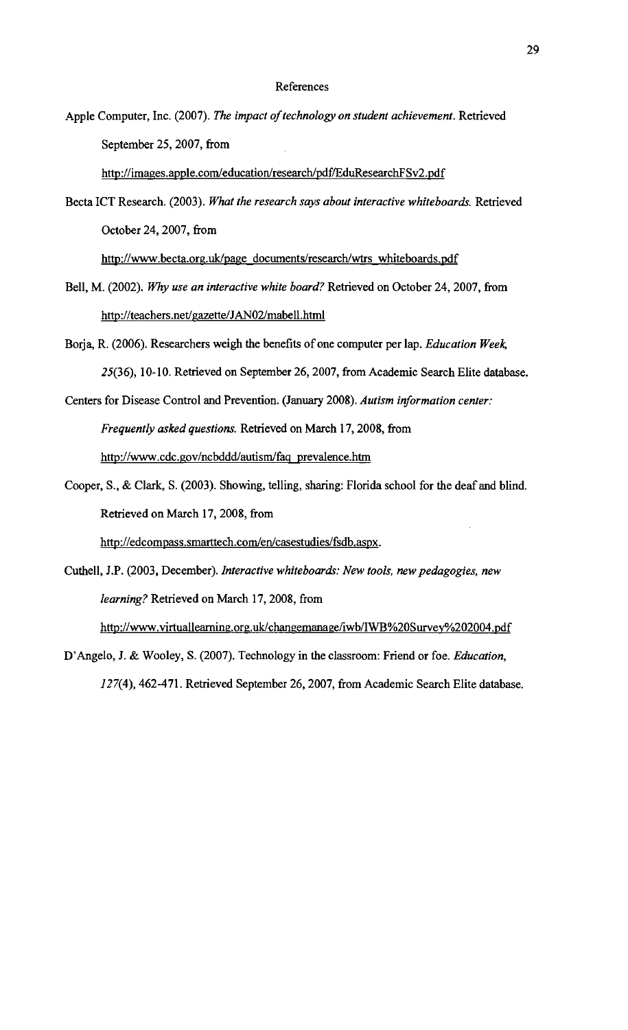# References

Apple Computer, Inc. (2007). *The impact of technology on student achievement*. Retrieved September 25, 2007, from http://images.apple.com/education/research/pdf/EduResearchFSv2.pdf

Becta ICT Research. (2003). *What the research says about interactive whiteboards.* Retrieved October 24, 2007, from http://www.becta.org.uk/page_documents/research/wtrs_whiteboards.pdf

Bell, M. (2002). *Why use an interactive white board?* Retrieved on October 24, 2007, from http://teachers.net/gazette/JAN02/mabell.html

Borja, R. (2006). Researchers weigh the benefits of one computer per lap. *Education Week, 25*(36), 10-10. Retrieved on September 26, 2007, from Academic Search Elite database.

Centers for Disease Control and Prevention. (January 2008). *Autism information center: Frequently asked questions.* Retrieved on March 17, 2008, from http://www.cdc.gov/ncbddd/autism/faq_prevalence.htm

Cooper, S., & Clark, S. (2003). Showing, telling, sharing: Florida school for the deaf and blind. Retrieved on March 17, 2008, from http://edcompass.smarttech.com/en/casestudies/fsdb.aspx.

Cuthell, J.P. (2003, December). *Interactive whiteboards: New tools, new pedagogies, new learning?* Retrieved on March 17, 2008, from http://www.virtuallearning.org.uk/changemanage/iwb/IWB%20Survey%202004.pdf

D'Angelo, J. & Wooley, S. (2007). Technology in the classroom: Friend or foe. *Education, 127*(4), 462-471. Retrieved September 26, 2007, from Academic Search Elite database.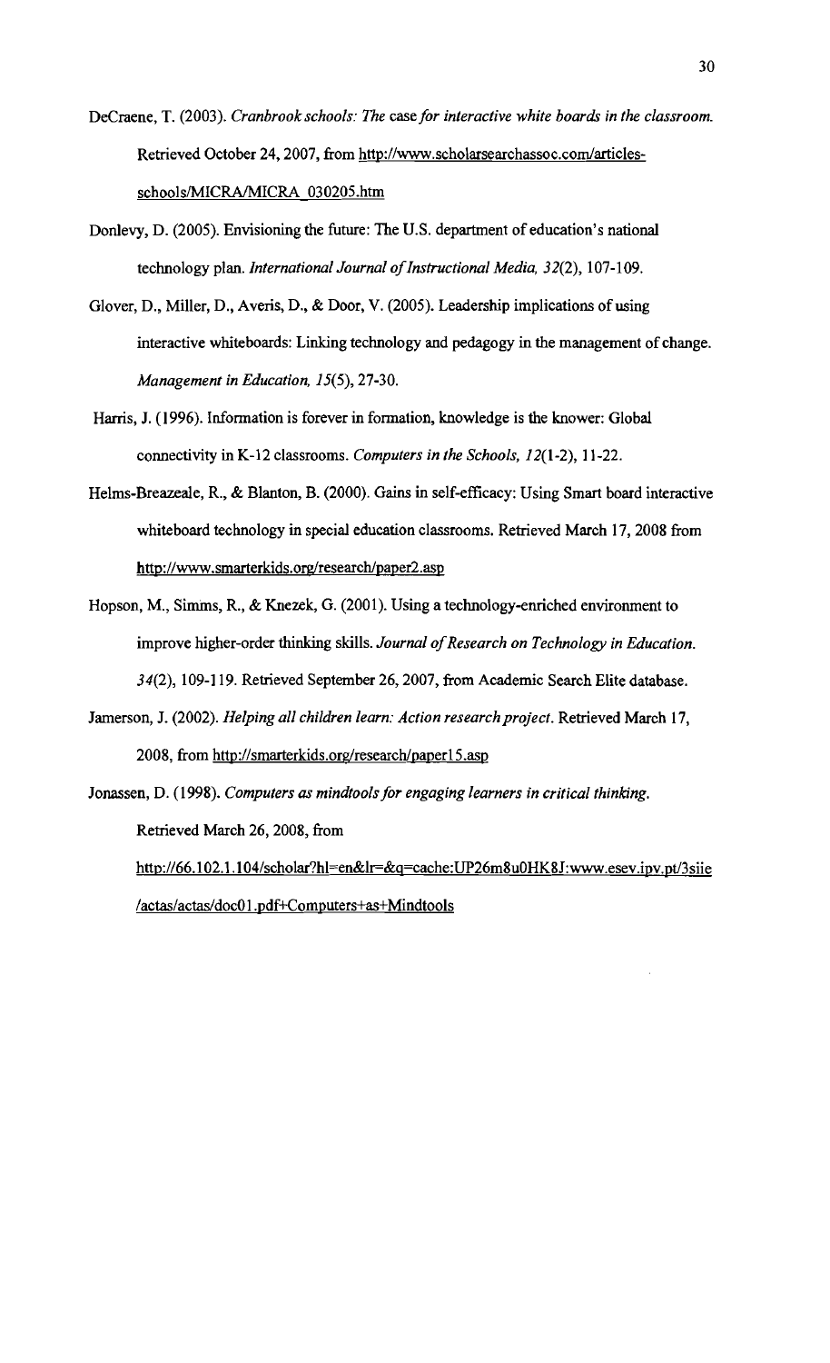DeCraene, T. (2003). *Cranbrook schools: The case for interactive white boards in the classroom.* Retrieved October 24, 2007, from http://www.scholarsearchassoc.com/articles-schools/MICRA/MICRA_030205.htm

Donlevy, D. (2005). Envisioning the future: The U.S. department of education's national technology plan. *International Journal of Instructional Media, 32*(2), 107-109.

Glover, D., Miller, D., Averis, D., & Door, V. (2005). Leadership implications of using interactive whiteboards: Linking technology and pedagogy in the management of change. *Management in Education, 15*(5), 27-30.

Harris, J. (1996). Information is forever in formation, knowledge is the knower: Global connectivity in K-12 classrooms. *Computers in the Schools, 12*(1-2), 11-22.

Helms-Breazeale, R., & Blanton, B. (2000). Gains in self-efficacy: Using Smart board interactive whiteboard technology in special education classrooms. Retrieved March 17, 2008 from http://www.smarterkids.org/research/paper2.asp

Hopson, M., Simms, R., & Knezek, G. (2001). Using a technology-enriched environment to improve higher-order thinking skills. *Journal of Research on Technology in Education. 34*(2), 109-119. Retrieved September 26, 2007, from Academic Search Elite database.

Jamerson, J. (2002). *Helping all children learn: Action research project*. Retrieved March 17, 2008, from http://smarterkids.org/research/paper15.asp

Jonassen, D. (1998). *Computers as mindtools for engaging learners in critical thinking.* Retrieved March 26, 2008, from http://66.102.1.104/scholar?hl=en&lr=&q=cache:UP26m8u0HK8J:www.esev.ipv.pt/3siie/actas/actas/doc01.pdf+Computers+as+Mindtools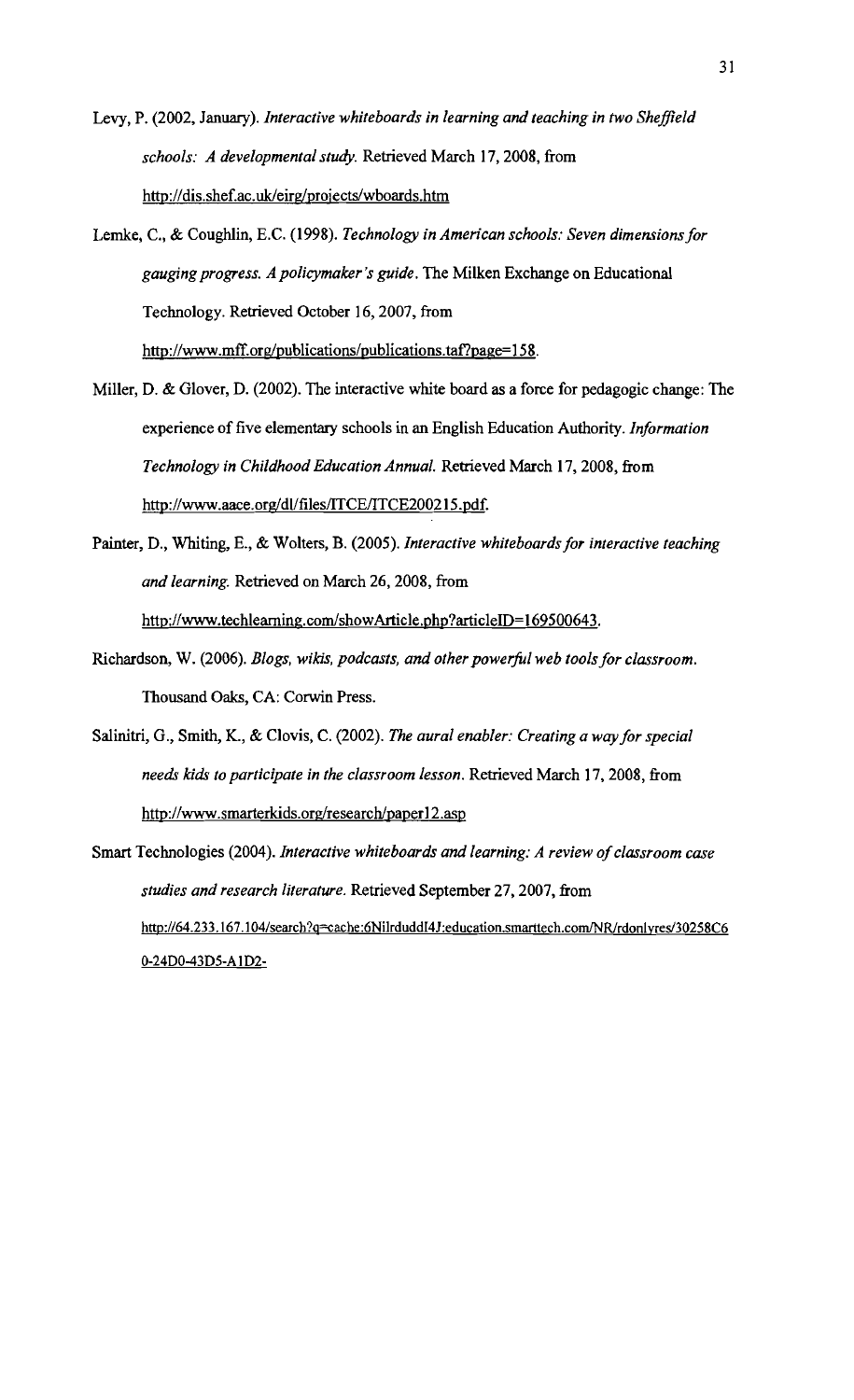Levy, P. (2002, January). *Interactive whiteboards in learning and teaching in two Sheffield schools: A developmental study.* Retrieved March 17, 2008, from http://dis.shef.ac.uk/eirg/projects/wboards.htm

Lemke, C., & Coughlin, E.C. (1998). *Technology in American schools: Seven dimensions for gauging progress. A policymaker's guide*. The Milken Exchange on Educational Technology. Retrieved October 16, 2007, from http://www.mff.org/publications/publications.taf?page=158.

Miller, D. & Glover, D. (2002). The interactive white board as a force for pedagogic change: The experience of five elementary schools in an English Education Authority. *Information Technology in Childhood Education Annual.* Retrieved March 17, 2008, from http://www.aace.org/dl/files/ITCE/ITCE200215.pdf.

Painter, D., Whiting, E., & Wolters, B. (2005). *Interactive whiteboards for interactive teaching and learning.* Retrieved on March 26, 2008, from http://www.techlearning.com/showArticle.php?articleID=169500643.

Richardson, W. (2006). *Blogs, wikis, podcasts, and other powerful web tools for classroom.* Thousand Oaks, CA: Corwin Press.

Salinitri, G., Smith, K., & Clovis, C. (2002). *The aural enabler: Creating a way for special needs kids to participate in the classroom lesson.* Retrieved March 17, 2008, from http://www.smarterkids.org/research/paper12.asp

Smart Technologies (2004). *Interactive whiteboards and learning: A review of classroom case studies and research literature.* Retrieved September 27, 2007, from http://64.233.167.104/search?q=cache:6NilrduddI4J:education.smarttech.com/NR/rdonlyres/30258C60-24D0-43D5-A1D2-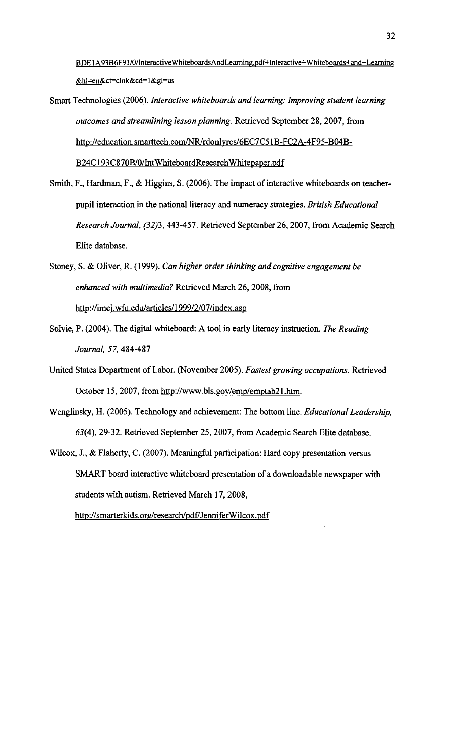BDE1A93B6F93/0/InteractiveWhiteboardsAndLearning.pdf+Interactive+Whiteboards+and+Learning&hl=en&ct=clnk&cd=1&gl=us

Smart Technologies (2006). *Interactive whiteboards and learning: Improving student learning outcomes and streamlining lesson planning.* Retrieved September 28, 2007, from http://education.smarttech.com/NR/rdonlyres/6EC7C51B-FC2A-4F95-B04B-B24C193C870B/0/IntWhiteboardResearchWhitepaper.pdf

Smith, F., Hardman, F., & Higgins, S. (2006). The impact of interactive whiteboards on teacher-pupil interaction in the national literacy and numeracy strategies. *British Educational Research Journal, (32)*3, 443-457. Retrieved September 26, 2007, from Academic Search Elite database.

Stoney, S. & Oliver, R. (1999). *Can higher order thinking and cognitive engagement be enhanced with multimedia?* Retrieved March 26, 2008, from http://imej.wfu.edu/articles/1999/2/07/index.asp

Solvie, P. (2004). The digital whiteboard: A tool in early literacy instruction. *The Reading Journal, 57,* 484-487

United States Department of Labor. (November 2005). *Fastest growing occupations.* Retrieved October 15, 2007, from http://www.bls.gov/emp/emptab21.htm.

Wenglinsky, H. (2005). Technology and achievement: The bottom line. *Educational Leadership, 63*(4), 29-32. Retrieved September 25, 2007, from Academic Search Elite database.

Wilcox, J., & Flaherty, C. (2007). Meaningful participation: Hard copy presentation versus SMART board interactive whiteboard presentation of a downloadable newspaper with students with autism. Retrieved March 17, 2008, http://smarterkids.org/research/pdf/JenniferWilcox.pdf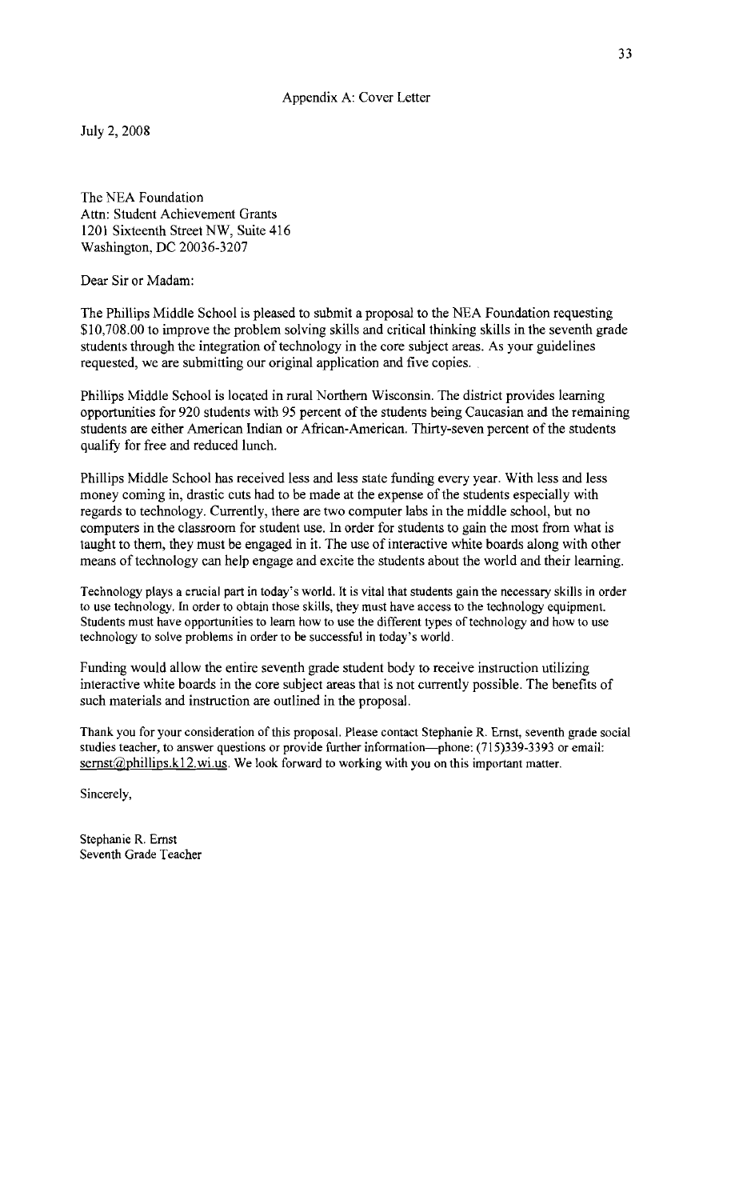## Appendix A: Cover Letter

July 2, 2008

The NEA Foundation
Attn: Student Achievement Grants
1201 Sixteenth Street NW, Suite 416
Washington, DC 20036-3207

Dear Sir or Madam:

The Phillips Middle School is pleased to submit a proposal to the NEA Foundation requesting $10,708.00 to improve the problem solving skills and critical thinking skills in the seventh grade students through the integration of technology in the core subject areas. As your guidelines requested, we are submitting our original application and five copies.

Phillips Middle School is located in rural Northern Wisconsin. The district provides learning opportunities for 920 students with 95 percent of the students being Caucasian and the remaining students are either American Indian or African-American. Thirty-seven percent of the students qualify for free and reduced lunch.

Phillips Middle School has received less and less state funding every year. With less and less money coming in, drastic cuts had to be made at the expense of the students especially with regards to technology. Currently, there are two computer labs in the middle school, but no computers in the classroom for student use. In order for students to gain the most from what is taught to them, they must be engaged in it. The use of interactive white boards along with other means of technology can help engage and excite the students about the world and their learning.

Technology plays a crucial part in today's world. It is vital that students gain the necessary skills in order to use technology. In order to obtain those skills, they must have access to the technology equipment. Students must have opportunities to learn how to use the different types of technology and how to use technology to solve problems in order to be successful in today's world.

Funding would allow the entire seventh grade student body to receive instruction utilizing interactive white boards in the core subject areas that is not currently possible. The benefits of such materials and instruction are outlined in the proposal.

Thank you for your consideration of this proposal. Please contact Stephanie R. Ernst, seventh grade social studies teacher, to answer questions or provide further information—phone: (715)339-3393 or email: sernst@phillips.k12.wi.us. We look forward to working with you on this important matter.

Sincerely,

Stephanie R. Ernst
Seventh Grade Teacher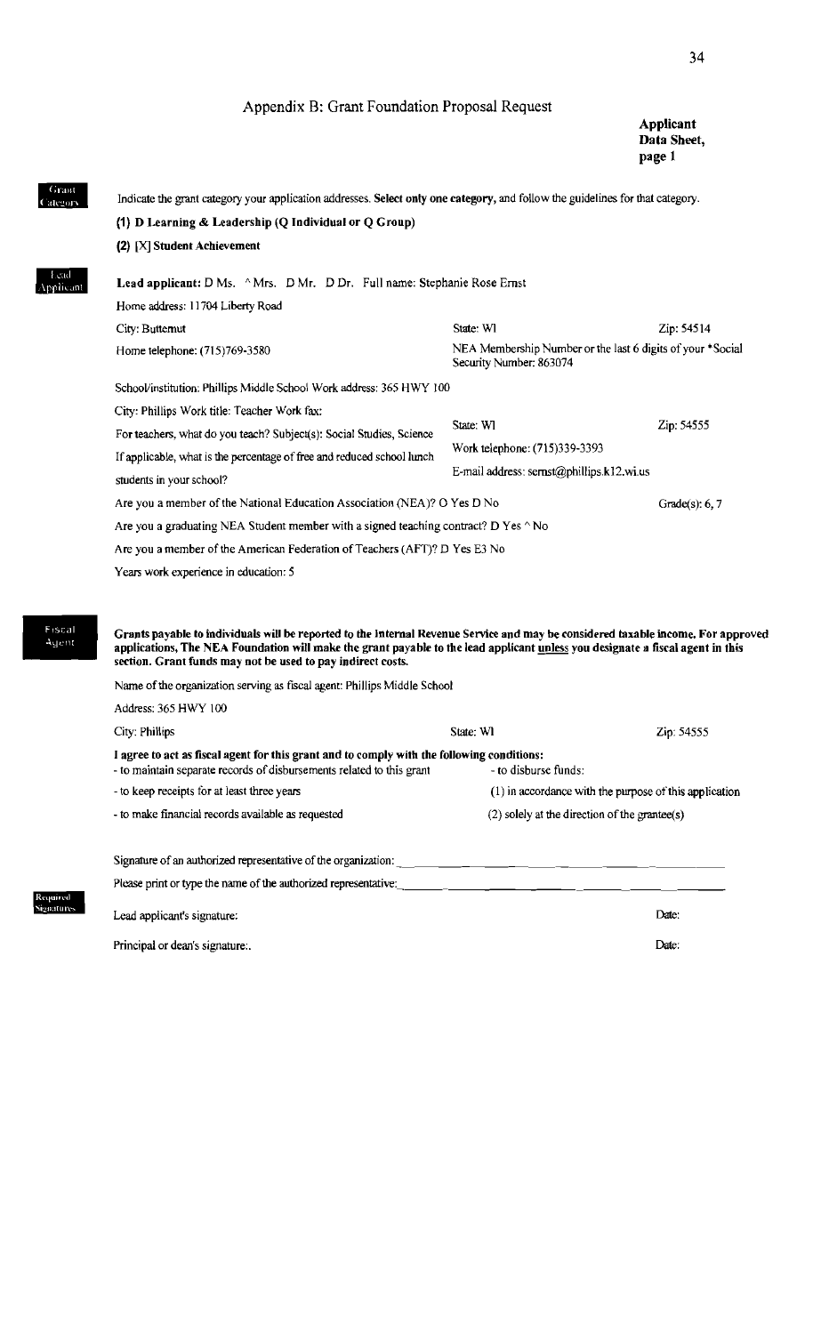# Appendix B: Grant Foundation Proposal Request

**Applicant Data Sheet, page 1**

**Grant Category**

Indicate the grant category your application addresses. **Select only one category,** and follow the guidelines for that category.

**(1) D Learning & Leadership (Q Individual or Q Group)**

**(2) [X] Student Achievement**

**Lead Applicant**

**Lead applicant:** D Ms. ^ Mrs. D Mr. D Dr. Full name: Stephanie Rose Ernst

Home address: 11704 Liberty Road

City: Butternut | State: WI | Zip: 54514

Home telephone: (715)769-3580 | NEA Membership Number or the last 6 digits of your *Social Security Number: 863074

School/institution: Phillips Middle School Work address: 365 HWY 100

City: Phillips Work title: Teacher Work fax: | State: WI | Zip: 54555

For teachers, what do you teach? Subject(s): Social Studies, Science | Work telephone: (715)339-3393

If applicable, what is the percentage of free and reduced school lunch students in your school? | E-mail address: sernst@phillips.k12.wi.us

Are you a member of the National Education Association (NEA)? O Yes D No | Grade(s): 6, 7

Are you a graduating NEA Student member with a signed teaching contract? D Yes ^ No

Are you a member of the American Federation of Teachers (AFT)? D Yes E3 No

Years work experience in education: 5

**Fiscal Agent**

**Grants payable to individuals will be reported to the Internal Revenue Service and may be considered taxable income. For approved applications, The NEA Foundation will make the grant payable to the lead applicant unless you designate a fiscal agent in this section. Grant funds may not be used to pay indirect costs.**

Name of the organization serving as fiscal agent: Phillips Middle School

Address: 365 HWY 100

City: Phillips | State: WI | Zip: 54555

**I agree to act as fiscal agent for this grant and to comply with the following conditions:**

- to maintain separate records of disbursements related to this grant
- to keep receipts for at least three years
- to make financial records available as requested
- to disburse funds:
  (1) in accordance with the purpose of this application
  (2) solely at the direction of the grantee(s)

Signature of an authorized representative of the organization: ____________________

Please print or type the name of the authorized representative: ____________________

**Required Signatures**

Lead applicant's signature: | Date:

Principal or dean's signature:. | Date: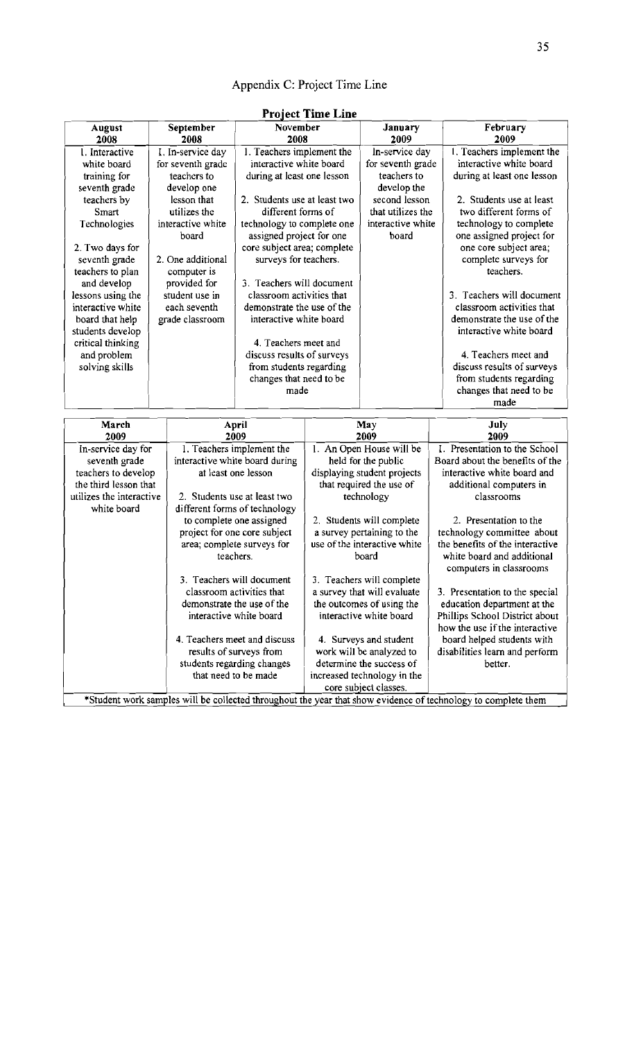# Appendix C: Project Time Line

**Project Time Line**

| August 2008 | September 2008 | November 2008 | January 2009 | February 2009 |
|---|---|---|---|---|
| 1. Interactive white board training for seventh grade teachers by Smart Technologies<br><br>2. Two days for seventh grade teachers to plan and develop lessons using the interactive white board that help students develop critical thinking and problem solving skills | 1. In-service day for seventh grade teachers to develop one lesson that utilizes the interactive white board<br><br>2. One additional computer is provided for student use in each seventh grade classroom | 1. Teachers implement the interactive white board during at least one lesson<br><br>2. Students use at least two different forms of technology to complete one assigned project for one core subject area; complete surveys for teachers.<br><br>3. Teachers will document classroom activities that demonstrate the use of the interactive white board<br><br>4. Teachers meet and discuss results of surveys from students regarding changes that need to be made | In-service day for seventh grade teachers to develop the second lesson that utilizes the interactive white board | 1. Teachers implement the interactive white board during at least one lesson<br><br>2. Students use at least two different forms of technology to complete one assigned project for one core subject area; complete surveys for teachers.<br><br>3. Teachers will document classroom activities that demonstrate the use of the interactive white board<br><br>4. Teachers meet and discuss results of surveys from students regarding changes that need to be made |

| March 2009 | April 2009 | May 2009 | July 2009 |
|---|---|---|---|
| In-service day for seventh grade teachers to develop the third lesson that utilizes the interactive white board | 1. Teachers implement the interactive white board during at least one lesson<br><br>2. Students use at least two different forms of technology to complete one assigned project for one core subject area; complete surveys for teachers.<br><br>3. Teachers will document classroom activities that demonstrate the use of the interactive white board<br><br>4. Teachers meet and discuss results of surveys from students regarding changes that need to be made | 1. An Open House will be held for the public displaying student projects that required the use of technology<br><br>2. Students will complete a survey pertaining to the use of the interactive white board<br><br>3. Teachers will complete a survey that will evaluate the outcomes of using the interactive white board<br><br>4. Surveys and student work will be analyzed to determine the success of increased technology in the core subject classes. | 1. Presentation to the School Board about the benefits of the interactive white board and additional computers in classrooms<br><br>2. Presentation to the technology committee about the benefits of the interactive white board and additional computers in classrooms<br><br>3. Presentation to the special education department at the Phillips School District about how the use if the interactive board helped students with disabilities learn and perform better. |
| *Student work samples will be collected throughout the year that show evidence of technology to complete them | | | |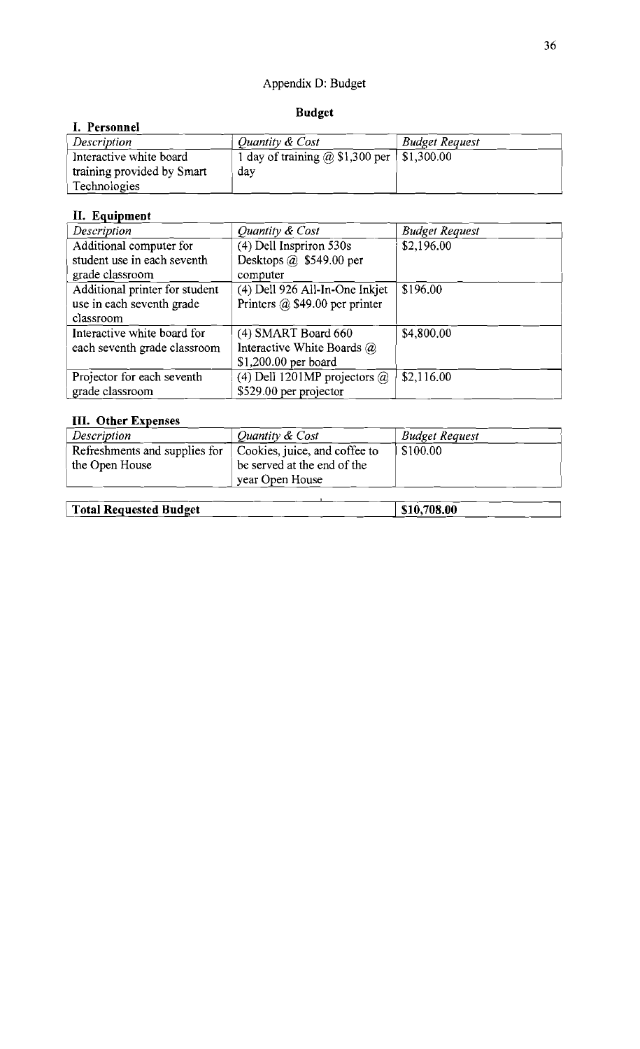# Appendix D: Budget

## Budget

### I. Personnel

| *Description* | *Quantity & Cost* | *Budget Request* |
|---|---|---|
| Interactive white board training provided by Smart Technologies | 1 day of training @ $1,300 per day | $1,300.00 |

### II. Equipment

| *Description* | *Quantity & Cost* | *Budget Request* |
|---|---|---|
| Additional computer for student use in each seventh grade classroom | (4) Dell Inspriron 530s Desktops @ $549.00 per computer | $2,196.00 |
| Additional printer for student use in each seventh grade classroom | (4) Dell 926 All-In-One Inkjet Printers @ $49.00 per printer | $196.00 |
| Interactive white board for each seventh grade classroom | (4) SMART Board 660 Interactive White Boards @ $1,200.00 per board | $4,800.00 |
| Projector for each seventh grade classroom | (4) Dell 1201MP projectors @ $529.00 per projector | $2,116.00 |

### III. Other Expenses

| *Description* | *Quantity & Cost* | *Budget Request* |
|---|---|---|
| Refreshments and supplies for the Open House | Cookies, juice, and coffee to be served at the end of the year Open House | $100.00 |

| **Total Requested Budget** | **$10,708.00** |
|---|---|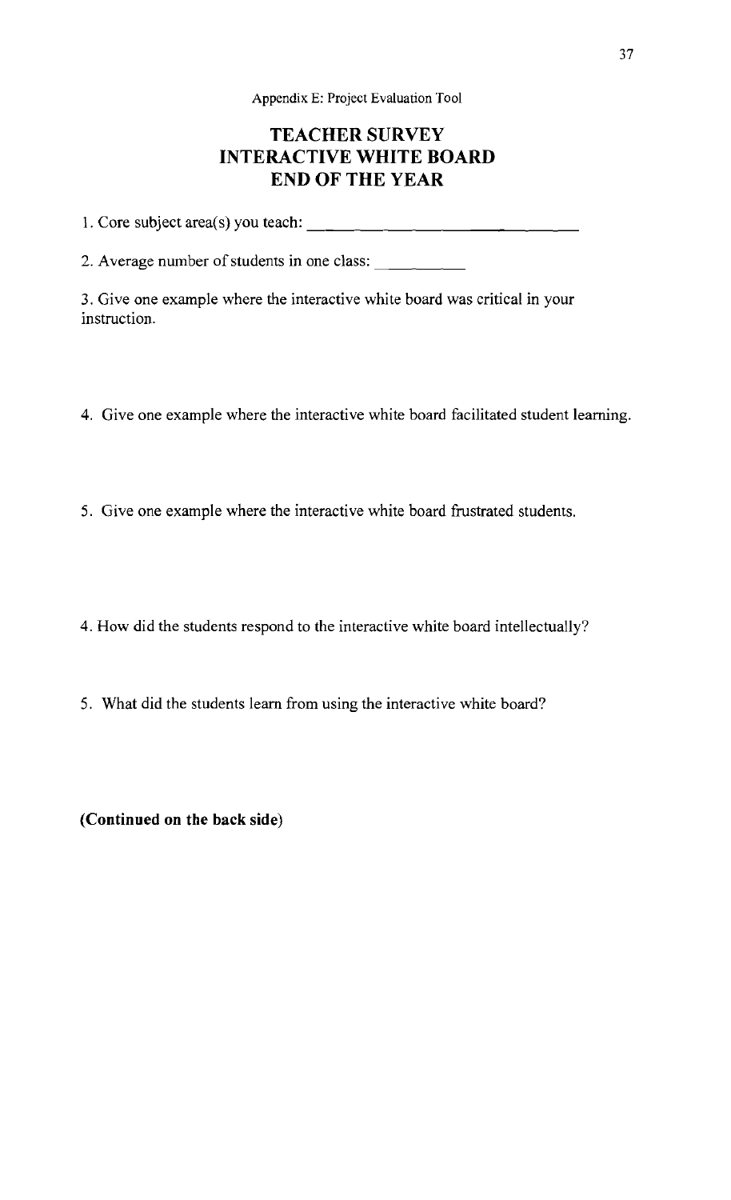Appendix E: Project Evaluation Tool

# TEACHER SURVEY
# INTERACTIVE WHITE BOARD
# END OF THE YEAR

1. Core subject area(s) you teach: ______________________________

2. Average number of students in one class: __________

3. Give one example where the interactive white board was critical in your instruction.

4. Give one example where the interactive white board facilitated student learning.

5. Give one example where the interactive white board frustrated students.

4. How did the students respond to the interactive white board intellectually?

5. What did the students learn from using the interactive white board?

**(Continued on the back side)**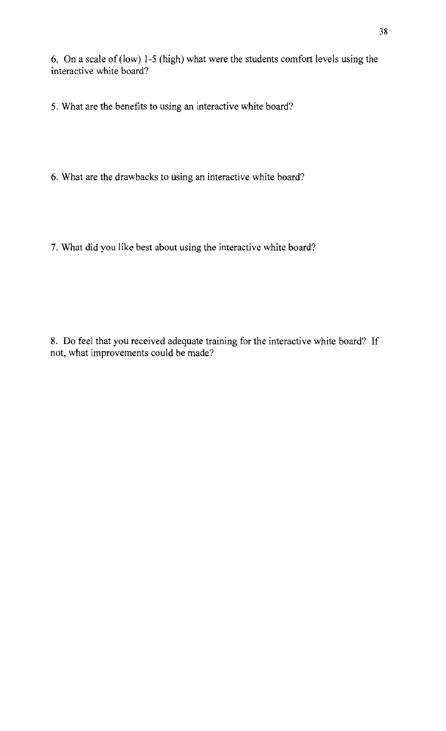6. On a scale of (low) 1-5 (high) what were the students comfort levels using the interactive white board?

5. What are the benefits to using an interactive white board?

6. What are the drawbacks to using an interactive white board?

7. What did you like best about using the interactive white board?

8. Do feel that you received adequate training for the interactive white board? If not, what improvements could be made?